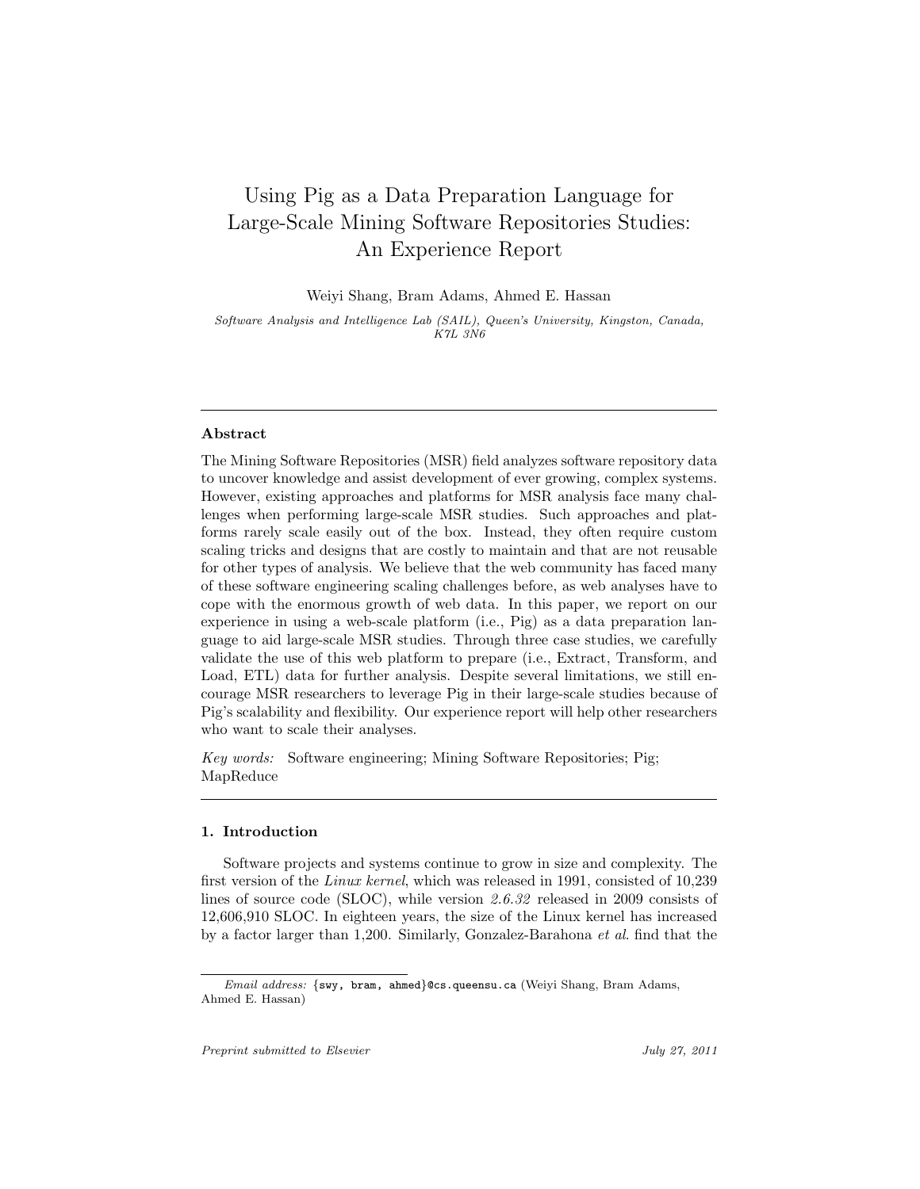# Using Pig as a Data Preparation Language for Large-Scale Mining Software Repositories Studies: An Experience Report

Weiyi Shang, Bram Adams, Ahmed E. Hassan

*Software Analysis and Intelligence Lab (SAIL), Queen's University, Kingston, Canada, K7L 3N6*

---

## Abstract

The Mining Software Repositories (MSR) field analyzes software repository data to uncover knowledge and assist development of ever growing, complex systems. However, existing approaches and platforms for MSR analysis face many challenges when performing large-scale MSR studies. Such approaches and platforms rarely scale easily out of the box. Instead, they often require custom scaling tricks and designs that are costly to maintain and that are not reusable for other types of analysis. We believe that the web community has faced many of these software engineering scaling challenges before, as web analyses have to cope with the enormous growth of web data. In this paper, we report on our experience in using a web-scale platform (i.e., Pig) as a data preparation language to aid large-scale MSR studies. Through three case studies, we carefully validate the use of this web platform to prepare (i.e., Extract, Transform, and Load, ETL) data for further analysis. Despite several limitations, we still encourage MSR researchers to leverage Pig in their large-scale studies because of Pig's scalability and flexibility. Our experience report will help other researchers who want to scale their analyses.

*Key words:* Software engineering; Mining Software Repositories; Pig; MapReduce

---

## 1. Introduction

Software projects and systems continue to grow in size and complexity. The first version of the *Linux kernel*, which was released in 1991, consisted of 10,239 lines of source code (SLOC), while version *2.6.32* released in 2009 consists of 12,606,910 SLOC. In eighteen years, the size of the Linux kernel has increased by a factor larger than 1,200. Similarly, Gonzalez-Barahona *et al*. find that the

---

*Email address:* {swy, bram, ahmed}@cs.queensu.ca (Weiyi Shang, Bram Adams, Ahmed E. Hassan)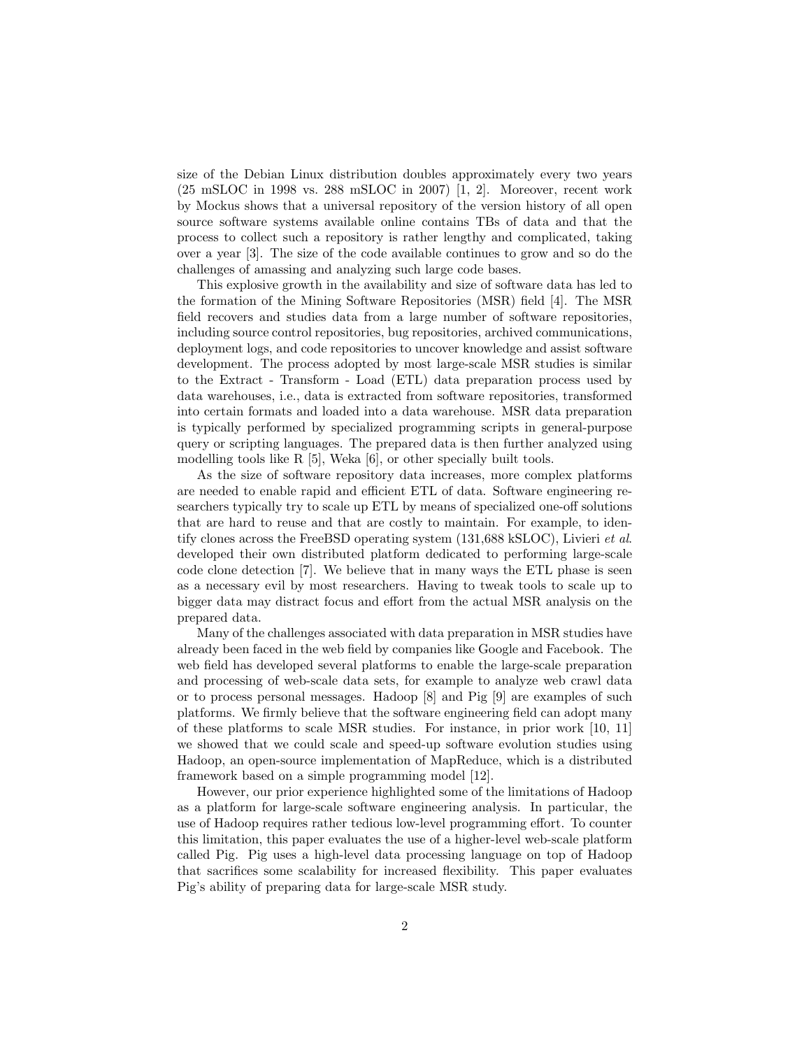size of the Debian Linux distribution doubles approximately every two years (25 mSLOC in 1998 vs. 288 mSLOC in 2007) [1, 2]. Moreover, recent work by Mockus shows that a universal repository of the version history of all open source software systems available online contains TBs of data and that the process to collect such a repository is rather lengthy and complicated, taking over a year [3]. The size of the code available continues to grow and so do the challenges of amassing and analyzing such large code bases.

This explosive growth in the availability and size of software data has led to the formation of the Mining Software Repositories (MSR) field [4]. The MSR field recovers and studies data from a large number of software repositories, including source control repositories, bug repositories, archived communications, deployment logs, and code repositories to uncover knowledge and assist software development. The process adopted by most large-scale MSR studies is similar to the Extract - Transform - Load (ETL) data preparation process used by data warehouses, i.e., data is extracted from software repositories, transformed into certain formats and loaded into a data warehouse. MSR data preparation is typically performed by specialized programming scripts in general-purpose query or scripting languages. The prepared data is then further analyzed using modelling tools like R [5], Weka [6], or other specially built tools.

As the size of software repository data increases, more complex platforms are needed to enable rapid and efficient ETL of data. Software engineering researchers typically try to scale up ETL by means of specialized one-off solutions that are hard to reuse and that are costly to maintain. For example, to identify clones across the FreeBSD operating system (131,688 kSLOC), Livieri *et al.* developed their own distributed platform dedicated to performing large-scale code clone detection [7]. We believe that in many ways the ETL phase is seen as a necessary evil by most researchers. Having to tweak tools to scale up to bigger data may distract focus and effort from the actual MSR analysis on the prepared data.

Many of the challenges associated with data preparation in MSR studies have already been faced in the web field by companies like Google and Facebook. The web field has developed several platforms to enable the large-scale preparation and processing of web-scale data sets, for example to analyze web crawl data or to process personal messages. Hadoop [8] and Pig [9] are examples of such platforms. We firmly believe that the software engineering field can adopt many of these platforms to scale MSR studies. For instance, in prior work [10, 11] we showed that we could scale and speed-up software evolution studies using Hadoop, an open-source implementation of MapReduce, which is a distributed framework based on a simple programming model [12].

However, our prior experience highlighted some of the limitations of Hadoop as a platform for large-scale software engineering analysis. In particular, the use of Hadoop requires rather tedious low-level programming effort. To counter this limitation, this paper evaluates the use of a higher-level web-scale platform called Pig. Pig uses a high-level data processing language on top of Hadoop that sacrifices some scalability for increased flexibility. This paper evaluates Pig's ability of preparing data for large-scale MSR study.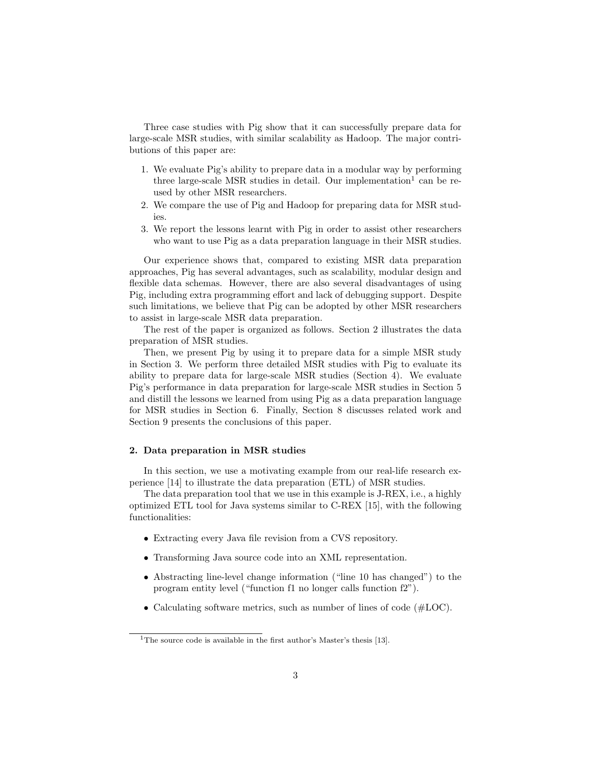Three case studies with Pig show that it can successfully prepare data for large-scale MSR studies, with similar scalability as Hadoop. The major contributions of this paper are:

1. We evaluate Pig's ability to prepare data in a modular way by performing three large-scale MSR studies in detail. Our implementation[1] can be reused by other MSR researchers.
2. We compare the use of Pig and Hadoop for preparing data for MSR studies.
3. We report the lessons learnt with Pig in order to assist other researchers who want to use Pig as a data preparation language in their MSR studies.

Our experience shows that, compared to existing MSR data preparation approaches, Pig has several advantages, such as scalability, modular design and flexible data schemas. However, there are also several disadvantages of using Pig, including extra programming effort and lack of debugging support. Despite such limitations, we believe that Pig can be adopted by other MSR researchers to assist in large-scale MSR data preparation.

The rest of the paper is organized as follows. Section 2 illustrates the data preparation of MSR studies.

Then, we present Pig by using it to prepare data for a simple MSR study in Section 3. We perform three detailed MSR studies with Pig to evaluate its ability to prepare data for large-scale MSR studies (Section 4). We evaluate Pig's performance in data preparation for large-scale MSR studies in Section 5 and distill the lessons we learned from using Pig as a data preparation language for MSR studies in Section 6. Finally, Section 8 discusses related work and Section 9 presents the conclusions of this paper.

## 2. Data preparation in MSR studies

In this section, we use a motivating example from our real-life research experience [14] to illustrate the data preparation (ETL) of MSR studies.

The data preparation tool that we use in this example is J-REX, i.e., a highly optimized ETL tool for Java systems similar to C-REX [15], with the following functionalities:

- Extracting every Java file revision from a CVS repository.
- Transforming Java source code into an XML representation.
- Abstracting line-level change information ("line 10 has changed") to the program entity level ("function f1 no longer calls function f2").
- Calculating software metrics, such as number of lines of code (#LOC).

[1] The source code is available in the first author's Master's thesis [13].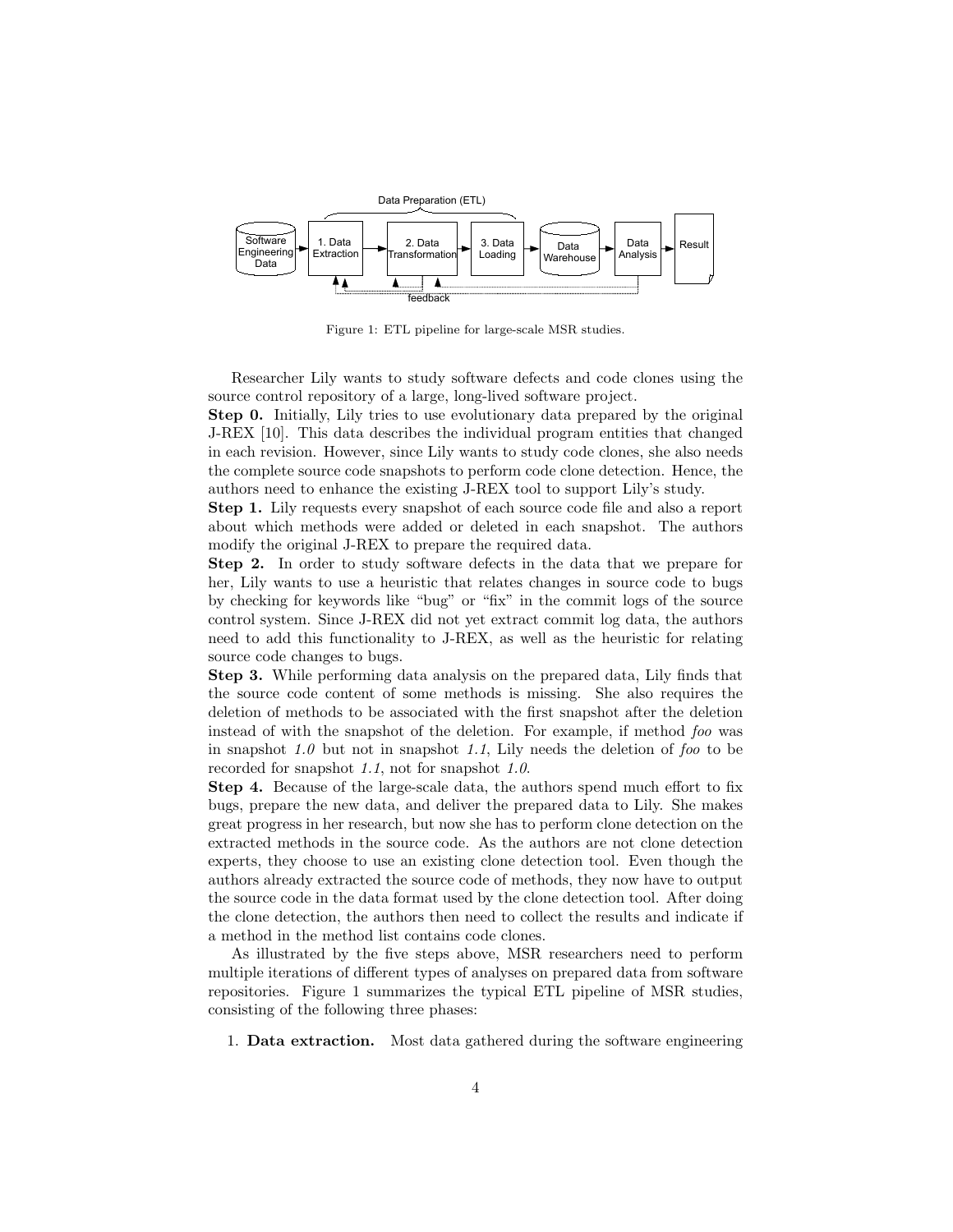Figure 1: ETL pipeline for large-scale MSR studies.

Researcher Lily wants to study software defects and code clones using the source control repository of a large, long-lived software project.

**Step 0.** Initially, Lily tries to use evolutionary data prepared by the original J-REX [10]. This data describes the individual program entities that changed in each revision. However, since Lily wants to study code clones, she also needs the complete source code snapshots to perform code clone detection. Hence, the authors need to enhance the existing J-REX tool to support Lily's study.

**Step 1.** Lily requests every snapshot of each source code file and also a report about which methods were added or deleted in each snapshot. The authors modify the original J-REX to prepare the required data.

**Step 2.** In order to study software defects in the data that we prepare for her, Lily wants to use a heuristic that relates changes in source code to bugs by checking for keywords like "bug" or "fix" in the commit logs of the source control system. Since J-REX did not yet extract commit log data, the authors need to add this functionality to J-REX, as well as the heuristic for relating source code changes to bugs.

**Step 3.** While performing data analysis on the prepared data, Lily finds that the source code content of some methods is missing. She also requires the deletion of methods to be associated with the first snapshot after the deletion instead of with the snapshot of the deletion. For example, if method *foo* was in snapshot *1.0* but not in snapshot *1.1*, Lily needs the deletion of *foo* to be recorded for snapshot *1.1*, not for snapshot *1.0*.

**Step 4.** Because of the large-scale data, the authors spend much effort to fix bugs, prepare the new data, and deliver the prepared data to Lily. She makes great progress in her research, but now she has to perform clone detection on the extracted methods in the source code. As the authors are not clone detection experts, they choose to use an existing clone detection tool. Even though the authors already extracted the source code of methods, they now have to output the source code in the data format used by the clone detection tool. After doing the clone detection, the authors then need to collect the results and indicate if a method in the method list contains code clones.

As illustrated by the five steps above, MSR researchers need to perform multiple iterations of different types of analyses on prepared data from software repositories. Figure 1 summarizes the typical ETL pipeline of MSR studies, consisting of the following three phases:

1. **Data extraction.** Most data gathered during the software engineering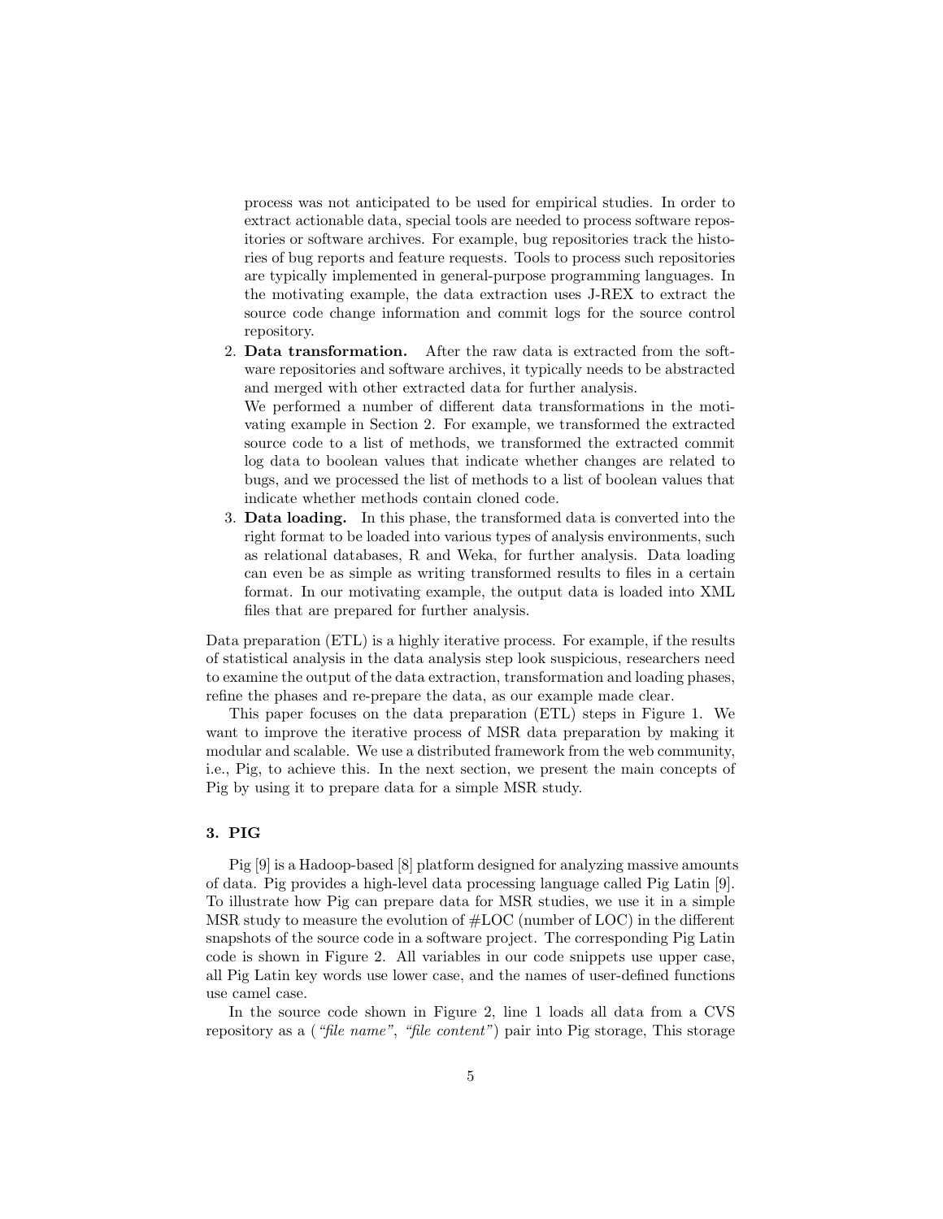process was not anticipated to be used for empirical studies. In order to extract actionable data, special tools are needed to process software repositories or software archives. For example, bug repositories track the histories of bug reports and feature requests. Tools to process such repositories are typically implemented in general-purpose programming languages. In the motivating example, the data extraction uses J-REX to extract the source code change information and commit logs for the source control repository.

2. **Data transformation.** After the raw data is extracted from the software repositories and software archives, it typically needs to be abstracted and merged with other extracted data for further analysis.
   We performed a number of different data transformations in the motivating example in Section 2. For example, we transformed the extracted source code to a list of methods, we transformed the extracted commit log data to boolean values that indicate whether changes are related to bugs, and we processed the list of methods to a list of boolean values that indicate whether methods contain cloned code.
3. **Data loading.** In this phase, the transformed data is converted into the right format to be loaded into various types of analysis environments, such as relational databases, R and Weka, for further analysis. Data loading can even be as simple as writing transformed results to files in a certain format. In our motivating example, the output data is loaded into XML files that are prepared for further analysis.

Data preparation (ETL) is a highly iterative process. For example, if the results of statistical analysis in the data analysis step look suspicious, researchers need to examine the output of the data extraction, transformation and loading phases, refine the phases and re-prepare the data, as our example made clear.

This paper focuses on the data preparation (ETL) steps in Figure 1. We want to improve the iterative process of MSR data preparation by making it modular and scalable. We use a distributed framework from the web community, i.e., Pig, to achieve this. In the next section, we present the main concepts of Pig by using it to prepare data for a simple MSR study.

## 3. PIG

Pig [9] is a Hadoop-based [8] platform designed for analyzing massive amounts of data. Pig provides a high-level data processing language called Pig Latin [9]. To illustrate how Pig can prepare data for MSR studies, we use it in a simple MSR study to measure the evolution of #LOC (number of LOC) in the different snapshots of the source code in a software project. The corresponding Pig Latin code is shown in Figure 2. All variables in our code snippets use upper case, all Pig Latin key words use lower case, and the names of user-defined functions use camel case.

In the source code shown in Figure 2, line 1 loads all data from a CVS repository as a (*"file name"*, *"file content"*) pair into Pig storage, This storage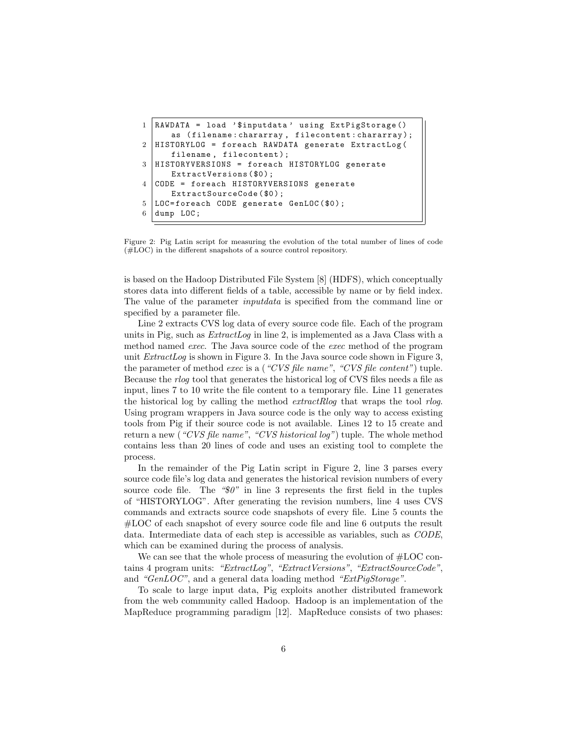```
1 RAWDATA = load '$inputdata' using ExtPigStorage()
      as (filename:chararray, filecontent:chararray);
2 HISTORYLOG = foreach RAWDATA generate ExtractLog(
      filename, filecontent);
3 HISTORYVERSIONS = foreach HISTORYLOG generate
      ExtractVersions($0);
4 CODE = foreach HISTORYVERSIONS generate
      ExtractSourceCode($0);
5 LOC=foreach CODE generate GenLOC($0);
6 dump LOC;
```

Figure 2: Pig Latin script for measuring the evolution of the total number of lines of code (#LOC) in the different snapshots of a source control repository.

is based on the Hadoop Distributed File System [8] (HDFS), which conceptually stores data into different fields of a table, accessible by name or by field index. The value of the parameter *inputdata* is specified from the command line or specified by a parameter file.

Line 2 extracts CVS log data of every source code file. Each of the program units in Pig, such as *ExtractLog* in line 2, is implemented as a Java Class with a method named *exec*. The Java source code of the *exec* method of the program unit *ExtractLog* is shown in Figure 3. In the Java source code shown in Figure 3, the parameter of method *exec* is a (*"CVS file name"*, *"CVS file content"*) tuple. Because the *rlog* tool that generates the historical log of CVS files needs a file as input, lines 7 to 10 write the file content to a temporary file. Line 11 generates the historical log by calling the method *extractRlog* that wraps the tool *rlog*. Using program wrappers in Java source code is the only way to access existing tools from Pig if their source code is not available. Lines 12 to 15 create and return a new (*"CVS file name"*, *"CVS historical log"*) tuple. The whole method contains less than 20 lines of code and uses an existing tool to complete the process.

In the remainder of the Pig Latin script in Figure 2, line 3 parses every source code file's log data and generates the historical revision numbers of every source code file. The *"$0"* in line 3 represents the first field in the tuples of "HISTORYLOG". After generating the revision numbers, line 4 uses CVS commands and extracts source code snapshots of every file. Line 5 counts the #LOC of each snapshot of every source code file and line 6 outputs the result data. Intermediate data of each step is accessible as variables, such as *CODE*, which can be examined during the process of analysis.

We can see that the whole process of measuring the evolution of #LOC contains 4 program units: *"ExtractLog"*, *"ExtractVersions"*, *"ExtractSourceCode"*, and *"GenLOC"*, and a general data loading method *"ExtPigStorage"*.

To scale to large input data, Pig exploits another distributed framework from the web community called Hadoop. Hadoop is an implementation of the MapReduce programming paradigm [12]. MapReduce consists of two phases: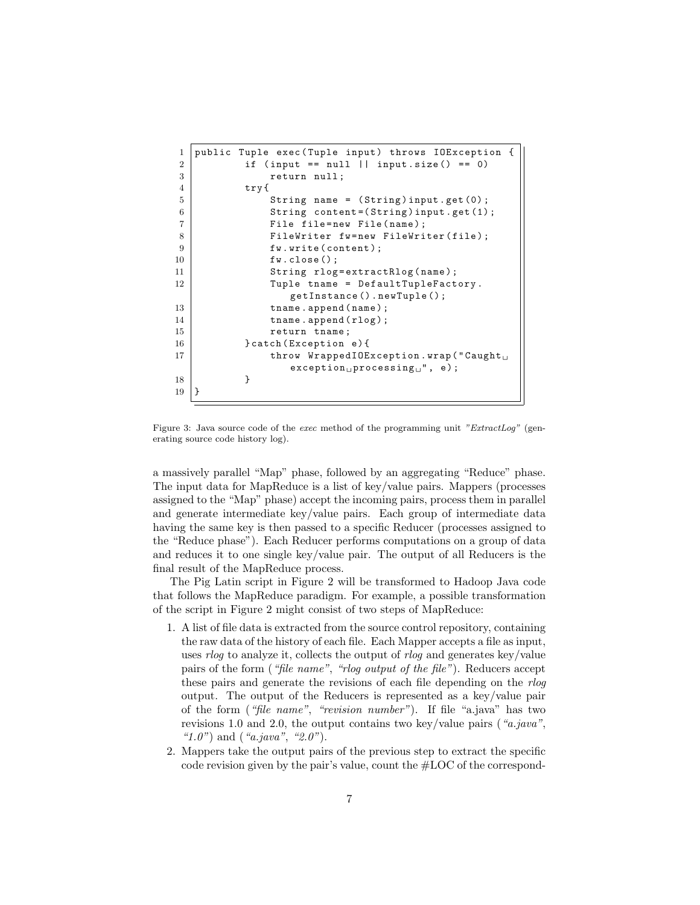```java
public Tuple exec(Tuple input) throws IOException {
        if (input == null || input.size() == 0)
            return null;
        try{
            String name = (String)input.get(0);
            String content=(String)input.get(1);
            File file=new File(name);
            FileWriter fw=new FileWriter(file);
            fw.write(content);
            fw.close();
            String rlog=extractRlog(name);
            Tuple tname = DefaultTupleFactory.
                getInstance().newTuple();
            tname.append(name);
            tname.append(rlog);
            return tname;
        }catch(Exception e){
            throw WrappedIOException.wrap("Caught 
                exception processing ", e);
        }
}
```

Figure 3: Java source code of the *exec* method of the programming unit *"ExtractLog"* (generating source code history log).

a massively parallel "Map" phase, followed by an aggregating "Reduce" phase. The input data for MapReduce is a list of key/value pairs. Mappers (processes assigned to the "Map" phase) accept the incoming pairs, process them in parallel and generate intermediate key/value pairs. Each group of intermediate data having the same key is then passed to a specific Reducer (processes assigned to the "Reduce phase"). Each Reducer performs computations on a group of data and reduces it to one single key/value pair. The output of all Reducers is the final result of the MapReduce process.

The Pig Latin script in Figure 2 will be transformed to Hadoop Java code that follows the MapReduce paradigm. For example, a possible transformation of the script in Figure 2 might consist of two steps of MapReduce:

1. A list of file data is extracted from the source control repository, containing the raw data of the history of each file. Each Mapper accepts a file as input, uses *rlog* to analyze it, collects the output of *rlog* and generates key/value pairs of the form (*"file name"*, *"rlog output of the file"*). Reducers accept these pairs and generate the revisions of each file depending on the *rlog* output. The output of the Reducers is represented as a key/value pair of the form (*"file name"*, *"revision number"*). If file "a.java" has two revisions 1.0 and 2.0, the output contains two key/value pairs (*"a.java"*, *"1.0"*) and (*"a.java"*, *"2.0"*).
2. Mappers take the output pairs of the previous step to extract the specific code revision given by the pair's value, count the #LOC of the correspond-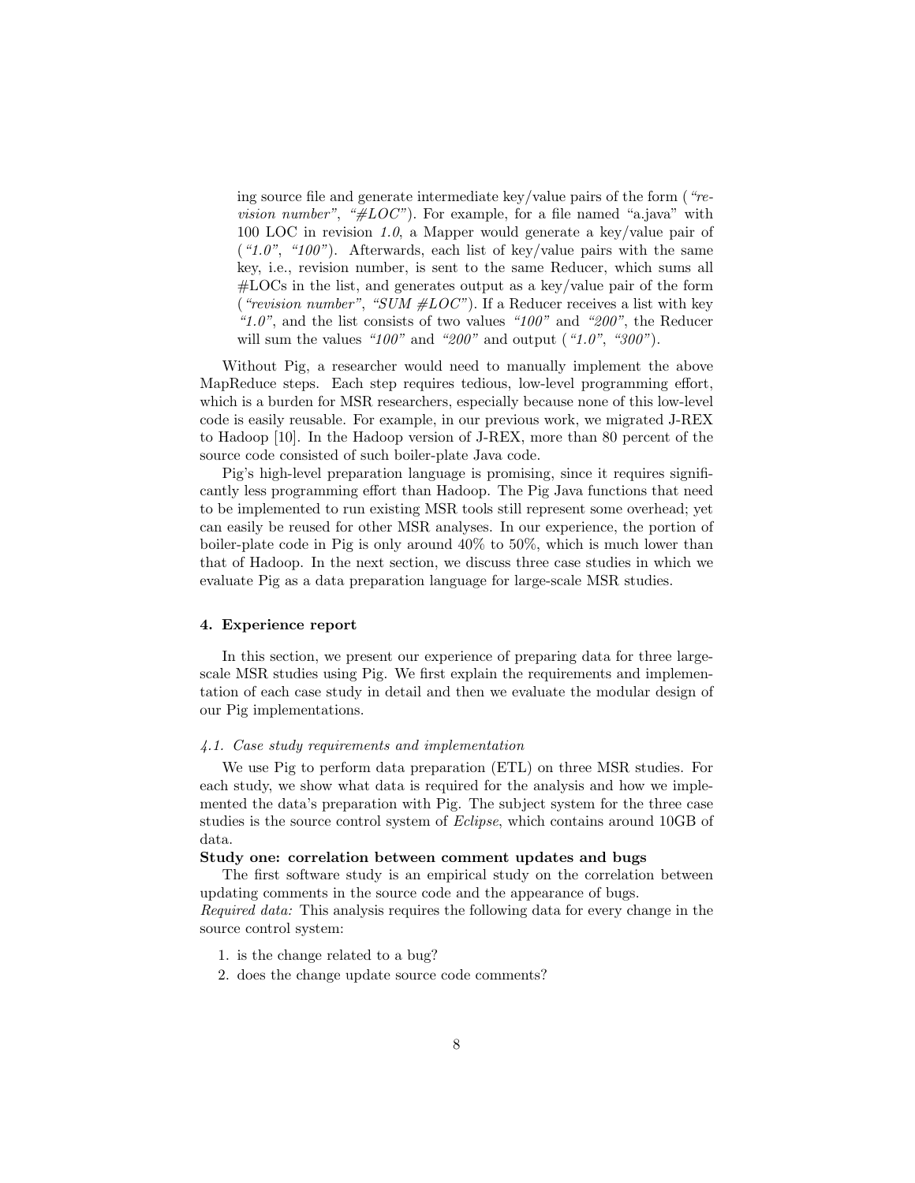ing source file and generate intermediate key/value pairs of the form (*"revision number"*, *"#LOC"*). For example, for a file named "a.java" with 100 LOC in revision *1.0*, a Mapper would generate a key/value pair of (*"1.0"*, *"100"*). Afterwards, each list of key/value pairs with the same key, i.e., revision number, is sent to the same Reducer, which sums all #LOCs in the list, and generates output as a key/value pair of the form (*"revision number"*, *"SUM #LOC"*). If a Reducer receives a list with key *"1.0"*, and the list consists of two values *"100"* and *"200"*, the Reducer will sum the values *"100"* and *"200"* and output (*"1.0"*, *"300"*).

Without Pig, a researcher would need to manually implement the above MapReduce steps. Each step requires tedious, low-level programming effort, which is a burden for MSR researchers, especially because none of this low-level code is easily reusable. For example, in our previous work, we migrated J-REX to Hadoop [10]. In the Hadoop version of J-REX, more than 80 percent of the source code consisted of such boiler-plate Java code.

Pig's high-level preparation language is promising, since it requires significantly less programming effort than Hadoop. The Pig Java functions that need to be implemented to run existing MSR tools still represent some overhead; yet can easily be reused for other MSR analyses. In our experience, the portion of boiler-plate code in Pig is only around 40% to 50%, which is much lower than that of Hadoop. In the next section, we discuss three case studies in which we evaluate Pig as a data preparation language for large-scale MSR studies.

## 4. Experience report

In this section, we present our experience of preparing data for three large-scale MSR studies using Pig. We first explain the requirements and implementation of each case study in detail and then we evaluate the modular design of our Pig implementations.

### *4.1. Case study requirements and implementation*

We use Pig to perform data preparation (ETL) on three MSR studies. For each study, we show what data is required for the analysis and how we implemented the data's preparation with Pig. The subject system for the three case studies is the source control system of *Eclipse*, which contains around 10GB of data.

**Study one: correlation between comment updates and bugs**

The first software study is an empirical study on the correlation between updating comments in the source code and the appearance of bugs.

*Required data:* This analysis requires the following data for every change in the source control system:

1. is the change related to a bug?
2. does the change update source code comments?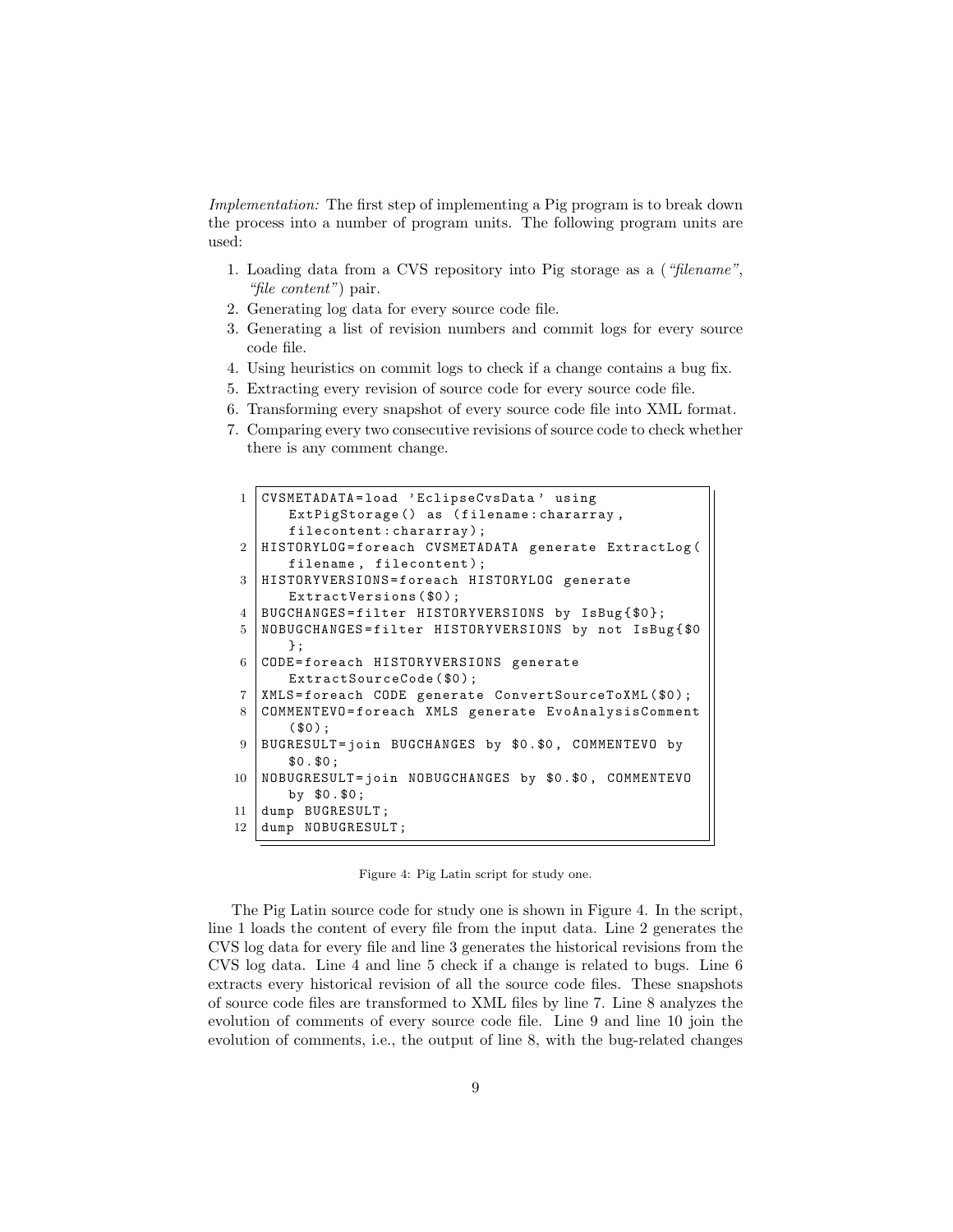*Implementation:* The first step of implementing a Pig program is to break down the process into a number of program units. The following program units are used:

1. Loading data from a CVS repository into Pig storage as a (*"filename"*, *"file content"*) pair.
2. Generating log data for every source code file.
3. Generating a list of revision numbers and commit logs for every source code file.
4. Using heuristics on commit logs to check if a change contains a bug fix.
5. Extracting every revision of source code for every source code file.
6. Transforming every snapshot of every source code file into XML format.
7. Comparing every two consecutive revisions of source code to check whether there is any comment change.

```
1  CVSMETADATA=load 'EclipseCvsData' using
       ExtPigStorage() as (filename:chararray,
       filecontent:chararray);
2  HISTORYLOG=foreach CVSMETADATA generate ExtractLog(
       filename, filecontent);
3  HISTORYVERSIONS=foreach HISTORYLOG generate
       ExtractVersions($0);
4  BUGCHANGES=filter HISTORYVERSIONS by IsBug{$0};
5  NOBUGCHANGES=filter HISTORYVERSIONS by not IsBug{$0
       };
6  CODE=foreach HISTORYVERSIONS generate
       ExtractSourceCode($0);
7  XMLS=foreach CODE generate ConvertSourceToXML($0);
8  COMMENTEVO=foreach XMLS generate EvoAnalysisComment
       ($0);
9  BUGRESULT=join BUGCHANGES by $0.$0, COMMENTEVO by
       $0.$0;
10 NOBUGRESULT=join NOBUGCHANGES by $0.$0, COMMENTEVO
       by $0.$0;
11 dump BUGRESULT;
12 dump NOBUGRESULT;
```

Figure 4: Pig Latin script for study one.

The Pig Latin source code for study one is shown in Figure 4. In the script, line 1 loads the content of every file from the input data. Line 2 generates the CVS log data for every file and line 3 generates the historical revisions from the CVS log data. Line 4 and line 5 check if a change is related to bugs. Line 6 extracts every historical revision of all the source code files. These snapshots of source code files are transformed to XML files by line 7. Line 8 analyzes the evolution of comments of every source code file. Line 9 and line 10 join the evolution of comments, i.e., the output of line 8, with the bug-related changes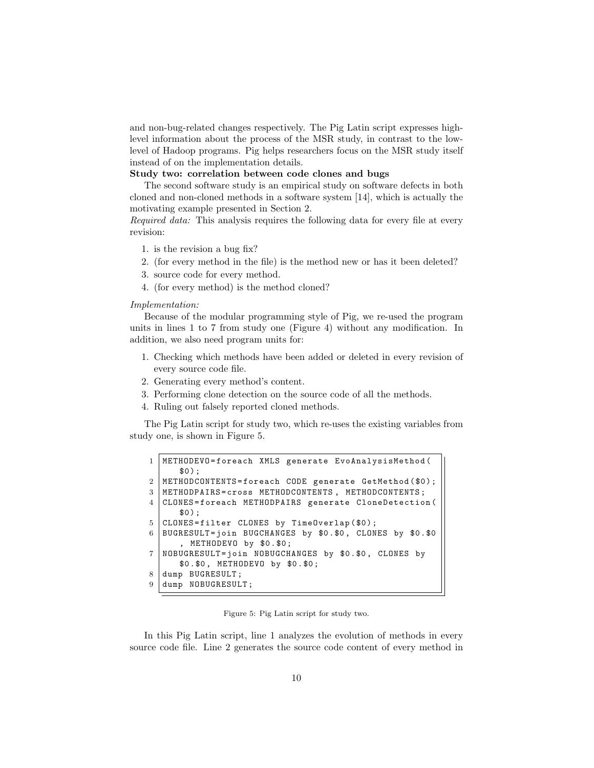and non-bug-related changes respectively. The Pig Latin script expresses high-level information about the process of the MSR study, in contrast to the low-level of Hadoop programs. Pig helps researchers focus on the MSR study itself instead of on the implementation details.

**Study two: correlation between code clones and bugs**

The second software study is an empirical study on software defects in both cloned and non-cloned methods in a software system [14], which is actually the motivating example presented in Section 2.

*Required data:* This analysis requires the following data for every file at every revision:

1. is the revision a bug fix?
2. (for every method in the file) is the method new or has it been deleted?
3. source code for every method.
4. (for every method) is the method cloned?

*Implementation:*

Because of the modular programming style of Pig, we re-used the program units in lines 1 to 7 from study one (Figure 4) without any modification. In addition, we also need program units for:

1. Checking which methods have been added or deleted in every revision of every source code file.
2. Generating every method's content.
3. Performing clone detection on the source code of all the methods.
4. Ruling out falsely reported cloned methods.

The Pig Latin script for study two, which re-uses the existing variables from study one, is shown in Figure 5.

```
1  METHODEVO=foreach XMLS generate EvoAnalysisMethod(
       $0);
2  METHODCONTENTS=foreach CODE generate GetMethod($0);
3  METHODPAIRS=cross METHODCONTENTS, METHODCONTENTS;
4  CLONES=foreach METHODPAIRS generate CloneDetection(
       $0);
5  CLONES=filter CLONES by TimeOverlap($0);
6  BUGRESULT=join BUGCHANGES by $0.$0, CLONES by $0.$0
       , METHODEVO by $0.$0;
7  NOBUGRESULT=join NOBUGCHANGES by $0.$0, CLONES by
       $0.$0, METHODEVO by $0.$0;
8  dump BUGRESULT;
9  dump NOBUGRESULT;
```

Figure 5: Pig Latin script for study two.

In this Pig Latin script, line 1 analyzes the evolution of methods in every source code file. Line 2 generates the source code content of every method in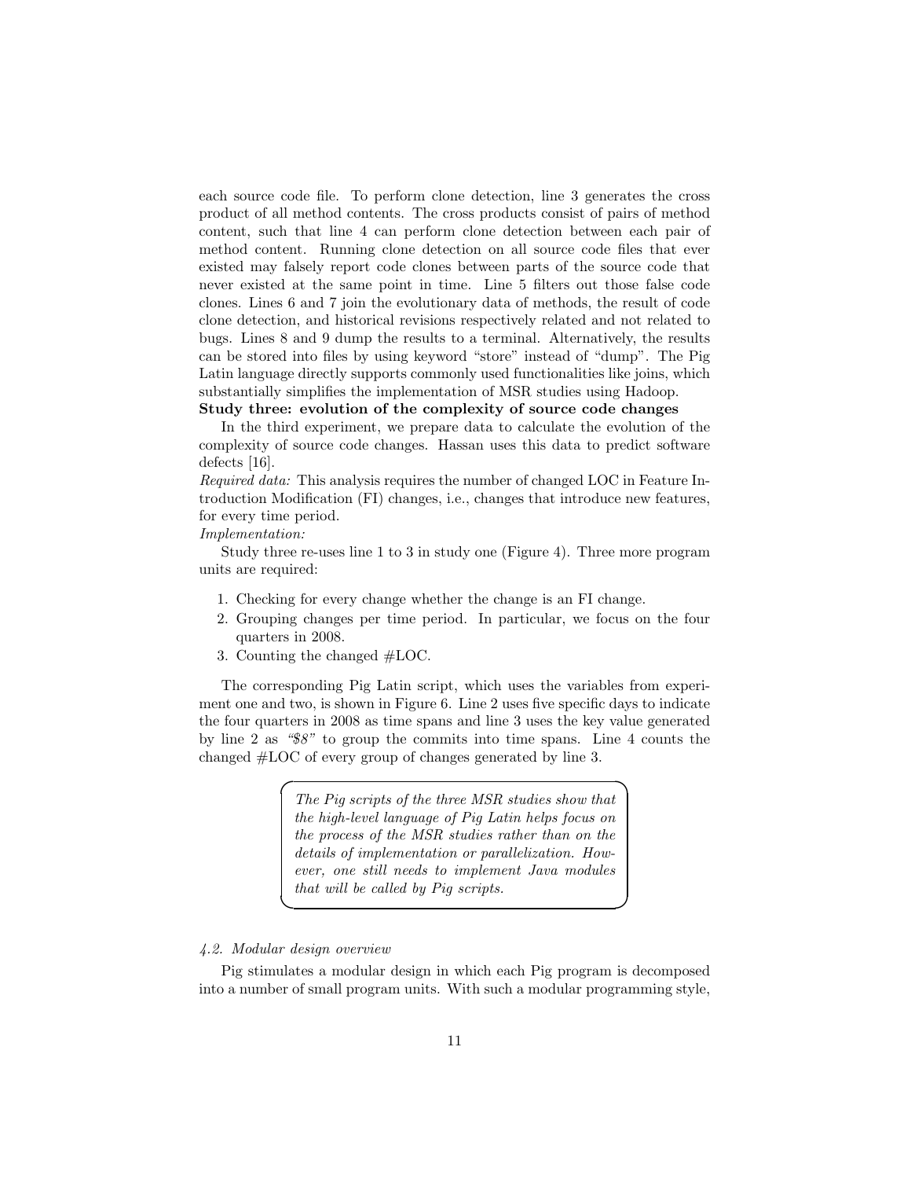each source code file. To perform clone detection, line 3 generates the cross product of all method contents. The cross products consist of pairs of method content, such that line 4 can perform clone detection between each pair of method content. Running clone detection on all source code files that ever existed may falsely report code clones between parts of the source code that never existed at the same point in time. Line 5 filters out those false code clones. Lines 6 and 7 join the evolutionary data of methods, the result of code clone detection, and historical revisions respectively related and not related to bugs. Lines 8 and 9 dump the results to a terminal. Alternatively, the results can be stored into files by using keyword "store" instead of "dump". The Pig Latin language directly supports commonly used functionalities like joins, which substantially simplifies the implementation of MSR studies using Hadoop.

**Study three: evolution of the complexity of source code changes**

In the third experiment, we prepare data to calculate the evolution of the complexity of source code changes. Hassan uses this data to predict software defects [16].

*Required data:* This analysis requires the number of changed LOC in Feature Introduction Modification (FI) changes, i.e., changes that introduce new features, for every time period.

*Implementation:*

Study three re-uses line 1 to 3 in study one (Figure 4). Three more program units are required:

1. Checking for every change whether the change is an FI change.
2. Grouping changes per time period. In particular, we focus on the four quarters in 2008.
3. Counting the changed #LOC.

The corresponding Pig Latin script, which uses the variables from experiment one and two, is shown in Figure 6. Line 2 uses five specific days to indicate the four quarters in 2008 as time spans and line 3 uses the key value generated by line 2 as *"$8"* to group the commits into time spans. Line 4 counts the changed #LOC of every group of changes generated by line 3.

> *The Pig scripts of the three MSR studies show that the high-level language of Pig Latin helps focus on the process of the MSR studies rather than on the details of implementation or parallelization. However, one still needs to implement Java modules that will be called by Pig scripts.*

### *4.2. Modular design overview*

Pig stimulates a modular design in which each Pig program is decomposed into a number of small program units. With such a modular programming style,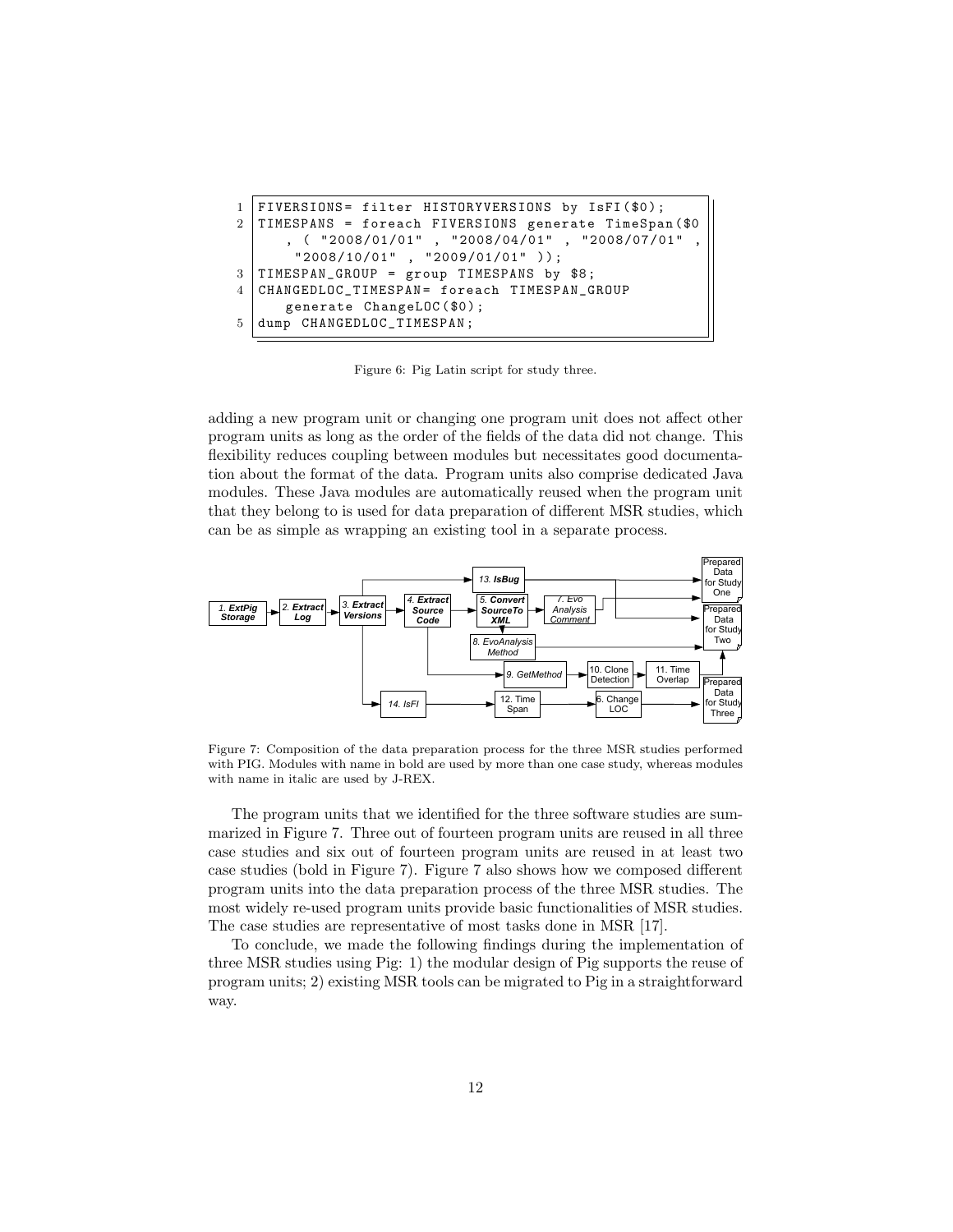```
1 FIVERSIONS= filter HISTORYVERSIONS by IsFI($0);
2 TIMESPANS = foreach FIVERSIONS generate TimeSpan($0
    , ( "2008/01/01" , "2008/04/01" , "2008/07/01" ,
     "2008/10/01" , "2009/01/01" ));
3 TIMESPAN_GROUP = group TIMESPANS by $8;
4 CHANGEDLOC_TIMESPAN= foreach TIMESPAN_GROUP
    generate ChangeLOC($0);
5 dump CHANGEDLOC_TIMESPAN;
```

Figure 6: Pig Latin script for study three.

adding a new program unit or changing one program unit does not affect other program units as long as the order of the fields of the data did not change. This flexibility reduces coupling between modules but necessitates good documentation about the format of the data. Program units also comprise dedicated Java modules. These Java modules are automatically reused when the program unit that they belong to is used for data preparation of different MSR studies, which can be as simple as wrapping an existing tool in a separate process.

Figure 7: Composition of the data preparation process for the three MSR studies performed with PIG. Modules with name in bold are used by more than one case study, whereas modules with name in italic are used by J-REX.

The program units that we identified for the three software studies are summarized in Figure 7. Three out of fourteen program units are reused in all three case studies and six out of fourteen program units are reused in at least two case studies (bold in Figure 7). Figure 7 also shows how we composed different program units into the data preparation process of the three MSR studies. The most widely re-used program units provide basic functionalities of MSR studies. The case studies are representative of most tasks done in MSR [17].

To conclude, we made the following findings during the implementation of three MSR studies using Pig: 1) the modular design of Pig supports the reuse of program units; 2) existing MSR tools can be migrated to Pig in a straightforward way.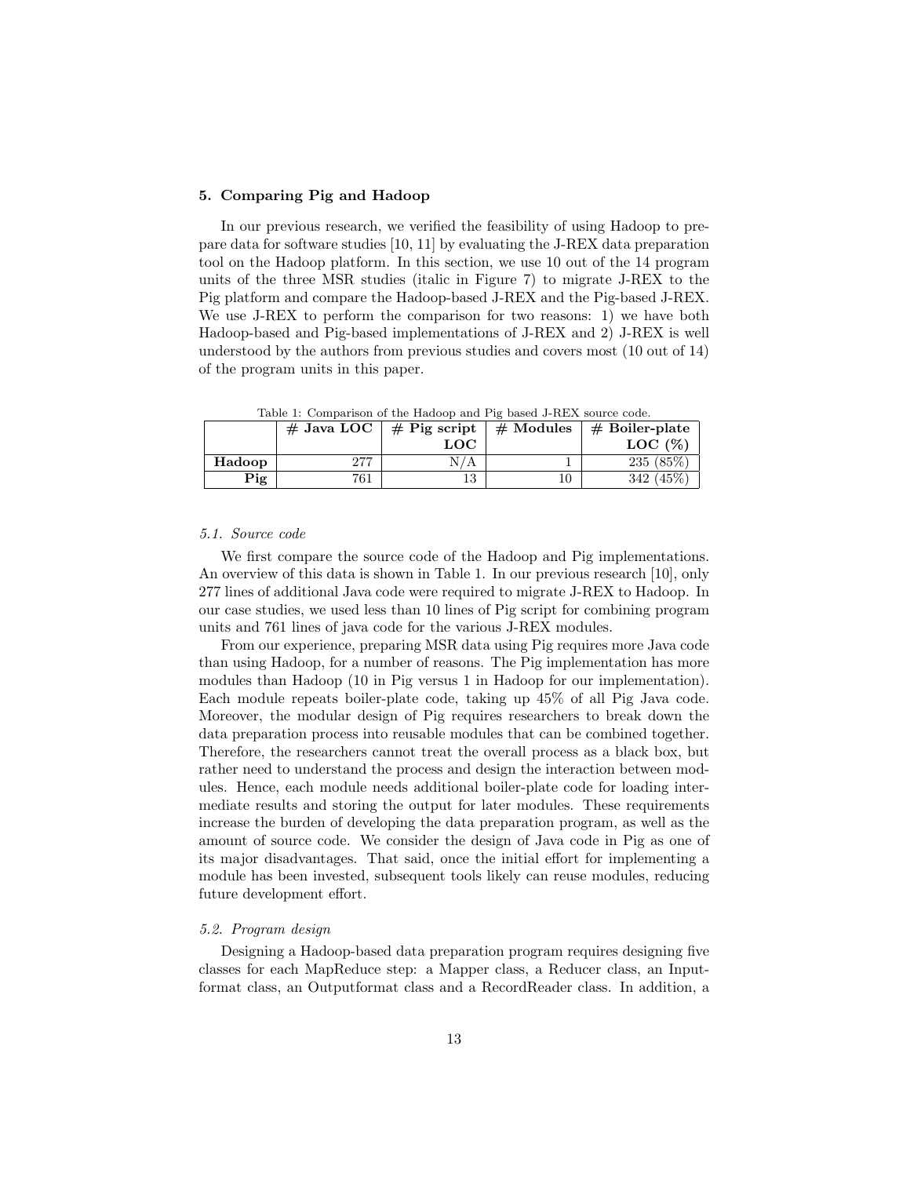## 5. Comparing Pig and Hadoop

In our previous research, we verified the feasibility of using Hadoop to prepare data for software studies [10, 11] by evaluating the J-REX data preparation tool on the Hadoop platform. In this section, we use 10 out of the 14 program units of the three MSR studies (italic in Figure 7) to migrate J-REX to the Pig platform and compare the Hadoop-based J-REX and the Pig-based J-REX. We use J-REX to perform the comparison for two reasons: 1) we have both Hadoop-based and Pig-based implementations of J-REX and 2) J-REX is well understood by the authors from previous studies and covers most (10 out of 14) of the program units in this paper.

Table 1: Comparison of the Hadoop and Pig based J-REX source code.

| | **# Java LOC** | **# Pig script LOC** | **# Modules** | **# Boiler-plate LOC (%)** |
|---|---|---|---|---|
| **Hadoop** | 277 | N/A | 1 | 235 (85%) |
| **Pig** | 761 | 13 | 10 | 342 (45%) |

### *5.1. Source code*

We first compare the source code of the Hadoop and Pig implementations. An overview of this data is shown in Table 1. In our previous research [10], only 277 lines of additional Java code were required to migrate J-REX to Hadoop. In our case studies, we used less than 10 lines of Pig script for combining program units and 761 lines of java code for the various J-REX modules.

From our experience, preparing MSR data using Pig requires more Java code than using Hadoop, for a number of reasons. The Pig implementation has more modules than Hadoop (10 in Pig versus 1 in Hadoop for our implementation). Each module repeats boiler-plate code, taking up 45% of all Pig Java code. Moreover, the modular design of Pig requires researchers to break down the data preparation process into reusable modules that can be combined together. Therefore, the researchers cannot treat the overall process as a black box, but rather need to understand the process and design the interaction between modules. Hence, each module needs additional boiler-plate code for loading intermediate results and storing the output for later modules. These requirements increase the burden of developing the data preparation program, as well as the amount of source code. We consider the design of Java code in Pig as one of its major disadvantages. That said, once the initial effort for implementing a module has been invested, subsequent tools likely can reuse modules, reducing future development effort.

### *5.2. Program design*

Designing a Hadoop-based data preparation program requires designing five classes for each MapReduce step: a Mapper class, a Reducer class, an Inputformat class, an Outputformat class and a RecordReader class. In addition, a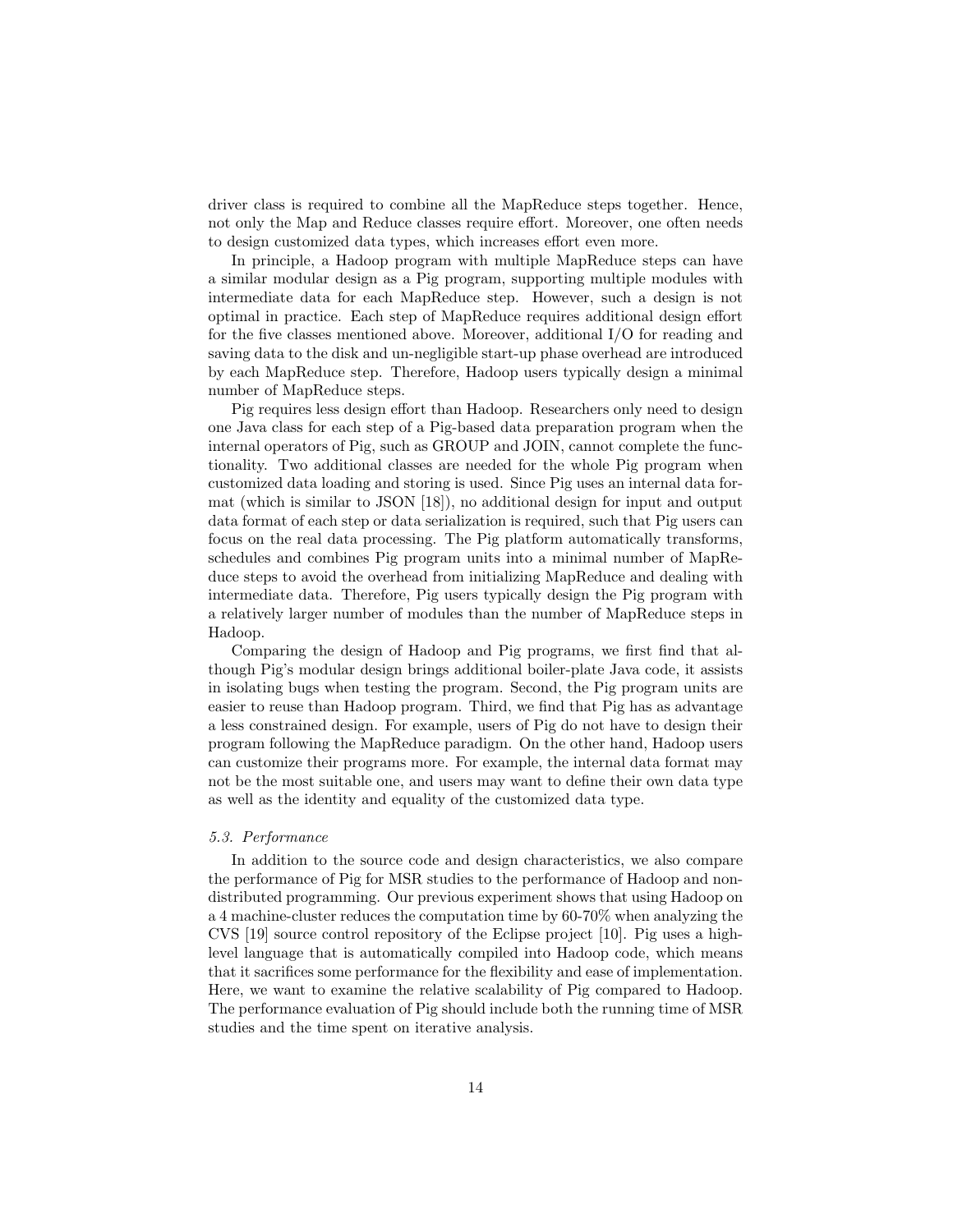driver class is required to combine all the MapReduce steps together. Hence, not only the Map and Reduce classes require effort. Moreover, one often needs to design customized data types, which increases effort even more.

In principle, a Hadoop program with multiple MapReduce steps can have a similar modular design as a Pig program, supporting multiple modules with intermediate data for each MapReduce step. However, such a design is not optimal in practice. Each step of MapReduce requires additional design effort for the five classes mentioned above. Moreover, additional I/O for reading and saving data to the disk and un-negligible start-up phase overhead are introduced by each MapReduce step. Therefore, Hadoop users typically design a minimal number of MapReduce steps.

Pig requires less design effort than Hadoop. Researchers only need to design one Java class for each step of a Pig-based data preparation program when the internal operators of Pig, such as GROUP and JOIN, cannot complete the functionality. Two additional classes are needed for the whole Pig program when customized data loading and storing is used. Since Pig uses an internal data format (which is similar to JSON [18]), no additional design for input and output data format of each step or data serialization is required, such that Pig users can focus on the real data processing. The Pig platform automatically transforms, schedules and combines Pig program units into a minimal number of MapReduce steps to avoid the overhead from initializing MapReduce and dealing with intermediate data. Therefore, Pig users typically design the Pig program with a relatively larger number of modules than the number of MapReduce steps in Hadoop.

Comparing the design of Hadoop and Pig programs, we first find that although Pig's modular design brings additional boiler-plate Java code, it assists in isolating bugs when testing the program. Second, the Pig program units are easier to reuse than Hadoop program. Third, we find that Pig has as advantage a less constrained design. For example, users of Pig do not have to design their program following the MapReduce paradigm. On the other hand, Hadoop users can customize their programs more. For example, the internal data format may not be the most suitable one, and users may want to define their own data type as well as the identity and equality of the customized data type.

### 5.3. Performance

In addition to the source code and design characteristics, we also compare the performance of Pig for MSR studies to the performance of Hadoop and non-distributed programming. Our previous experiment shows that using Hadoop on a 4 machine-cluster reduces the computation time by 60-70% when analyzing the CVS [19] source control repository of the Eclipse project [10]. Pig uses a high-level language that is automatically compiled into Hadoop code, which means that it sacrifices some performance for the flexibility and ease of implementation. Here, we want to examine the relative scalability of Pig compared to Hadoop. The performance evaluation of Pig should include both the running time of MSR studies and the time spent on iterative analysis.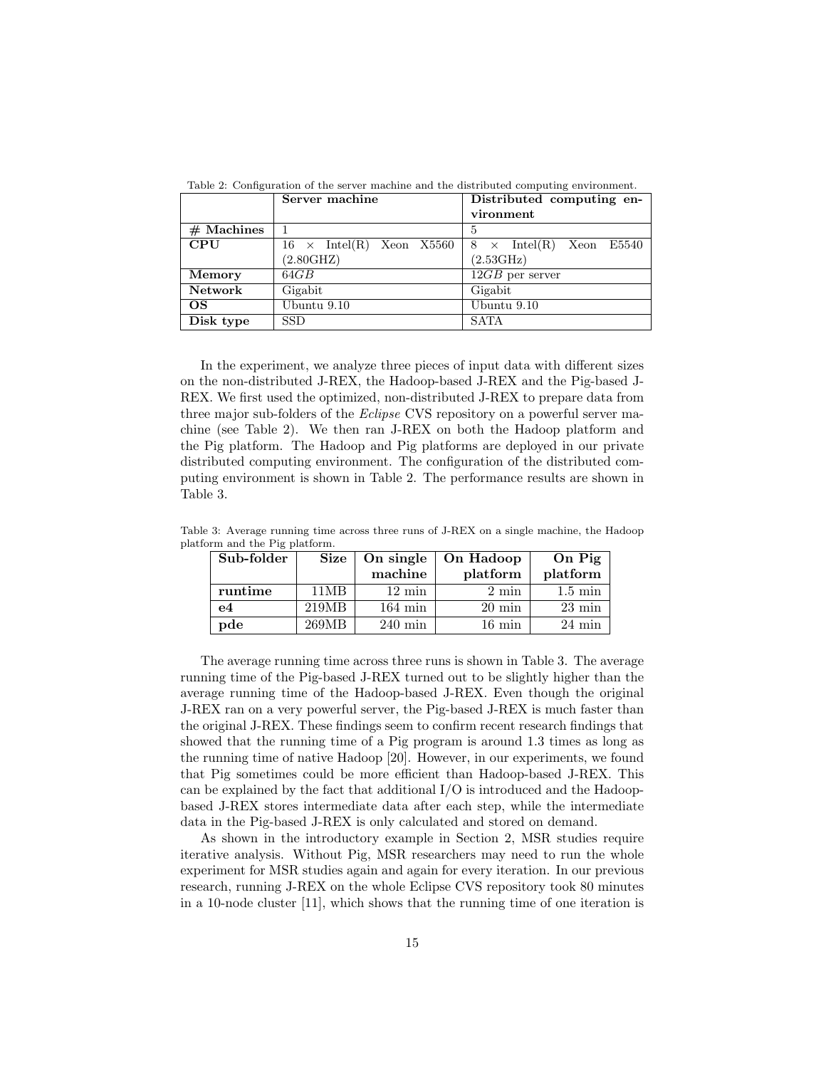Table 2: Configuration of the server machine and the distributed computing environment.

| | **Server machine** | **Distributed computing environment** |
|---|---|---|
| **# Machines** | 1 | 5 |
| **CPU** | 16 × Intel(R) Xeon X5560 (2.80GHZ) | 8 × Intel(R) Xeon E5540 (2.53GHz) |
| **Memory** | 64*GB* | 12*GB* per server |
| **Network** | Gigabit | Gigabit |
| **OS** | Ubuntu 9.10 | Ubuntu 9.10 |
| **Disk type** | SSD | SATA |

In the experiment, we analyze three pieces of input data with different sizes on the non-distributed J-REX, the Hadoop-based J-REX and the Pig-based J-REX. We first used the optimized, non-distributed J-REX to prepare data from three major sub-folders of the *Eclipse* CVS repository on a powerful server machine (see Table 2). We then ran J-REX on both the Hadoop platform and the Pig platform. The Hadoop and Pig platforms are deployed in our private distributed computing environment. The configuration of the distributed computing environment is shown in Table 2. The performance results are shown in Table 3.

Table 3: Average running time across three runs of J-REX on a single machine, the Hadoop platform and the Pig platform.

| **Sub-folder** | **Size** | **On single machine** | **On Hadoop platform** | **On Pig platform** |
|---|---|---|---|---|
| **runtime** | 11MB | 12 min | 2 min | 1.5 min |
| **e4** | 219MB | 164 min | 20 min | 23 min |
| **pde** | 269MB | 240 min | 16 min | 24 min |

The average running time across three runs is shown in Table 3. The average running time of the Pig-based J-REX turned out to be slightly higher than the average running time of the Hadoop-based J-REX. Even though the original J-REX ran on a very powerful server, the Pig-based J-REX is much faster than the original J-REX. These findings seem to confirm recent research findings that showed that the running time of a Pig program is around 1.3 times as long as the running time of native Hadoop [20]. However, in our experiments, we found that Pig sometimes could be more efficient than Hadoop-based J-REX. This can be explained by the fact that additional I/O is introduced and the Hadoop-based J-REX stores intermediate data after each step, while the intermediate data in the Pig-based J-REX is only calculated and stored on demand.

As shown in the introductory example in Section 2, MSR studies require iterative analysis. Without Pig, MSR researchers may need to run the whole experiment for MSR studies again and again for every iteration. In our previous research, running J-REX on the whole Eclipse CVS repository took 80 minutes in a 10-node cluster [11], which shows that the running time of one iteration is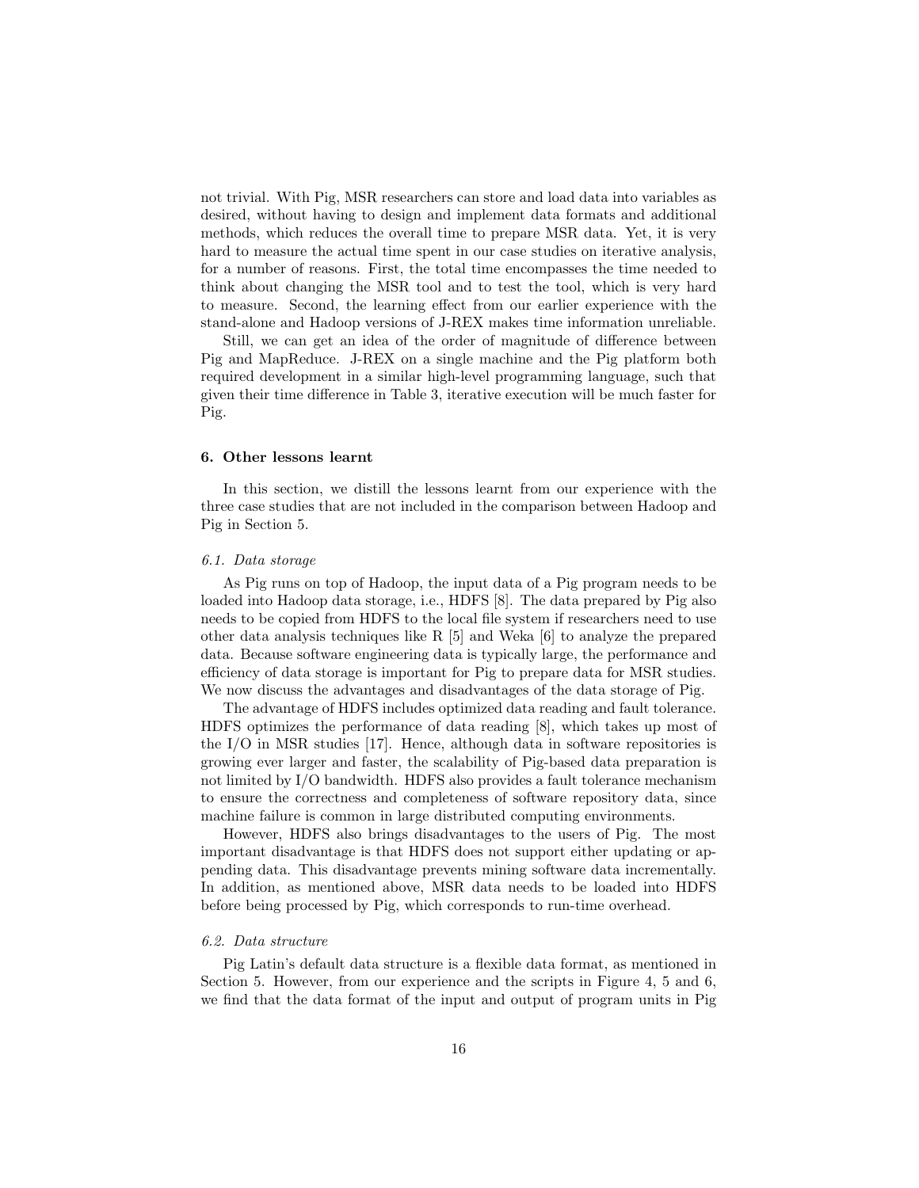not trivial. With Pig, MSR researchers can store and load data into variables as desired, without having to design and implement data formats and additional methods, which reduces the overall time to prepare MSR data. Yet, it is very hard to measure the actual time spent in our case studies on iterative analysis, for a number of reasons. First, the total time encompasses the time needed to think about changing the MSR tool and to test the tool, which is very hard to measure. Second, the learning effect from our earlier experience with the stand-alone and Hadoop versions of J-REX makes time information unreliable.

Still, we can get an idea of the order of magnitude of difference between Pig and MapReduce. J-REX on a single machine and the Pig platform both required development in a similar high-level programming language, such that given their time difference in Table 3, iterative execution will be much faster for Pig.

## 6. Other lessons learnt

In this section, we distill the lessons learnt from our experience with the three case studies that are not included in the comparison between Hadoop and Pig in Section 5.

### *6.1. Data storage*

As Pig runs on top of Hadoop, the input data of a Pig program needs to be loaded into Hadoop data storage, i.e., HDFS [8]. The data prepared by Pig also needs to be copied from HDFS to the local file system if researchers need to use other data analysis techniques like R [5] and Weka [6] to analyze the prepared data. Because software engineering data is typically large, the performance and efficiency of data storage is important for Pig to prepare data for MSR studies. We now discuss the advantages and disadvantages of the data storage of Pig.

The advantage of HDFS includes optimized data reading and fault tolerance. HDFS optimizes the performance of data reading [8], which takes up most of the I/O in MSR studies [17]. Hence, although data in software repositories is growing ever larger and faster, the scalability of Pig-based data preparation is not limited by I/O bandwidth. HDFS also provides a fault tolerance mechanism to ensure the correctness and completeness of software repository data, since machine failure is common in large distributed computing environments.

However, HDFS also brings disadvantages to the users of Pig. The most important disadvantage is that HDFS does not support either updating or appending data. This disadvantage prevents mining software data incrementally. In addition, as mentioned above, MSR data needs to be loaded into HDFS before being processed by Pig, which corresponds to run-time overhead.

### *6.2. Data structure*

Pig Latin's default data structure is a flexible data format, as mentioned in Section 5. However, from our experience and the scripts in Figure 4, 5 and 6, we find that the data format of the input and output of program units in Pig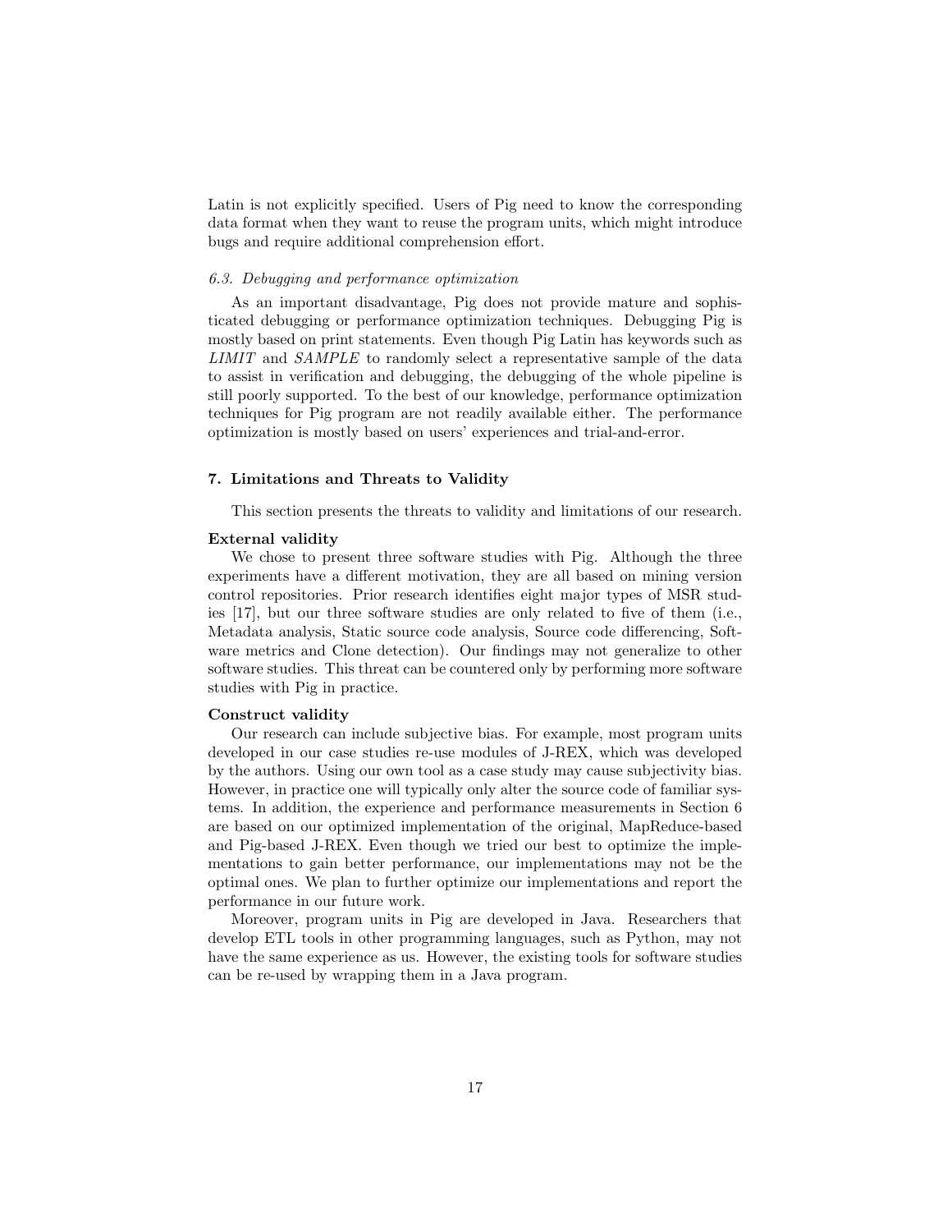Latin is not explicitly specified. Users of Pig need to know the corresponding data format when they want to reuse the program units, which might introduce bugs and require additional comprehension effort.

### *6.3. Debugging and performance optimization*

As an important disadvantage, Pig does not provide mature and sophisticated debugging or performance optimization techniques. Debugging Pig is mostly based on print statements. Even though Pig Latin has keywords such as *LIMIT* and *SAMPLE* to randomly select a representative sample of the data to assist in verification and debugging, the debugging of the whole pipeline is still poorly supported. To the best of our knowledge, performance optimization techniques for Pig program are not readily available either. The performance optimization is mostly based on users' experiences and trial-and-error.

## 7. Limitations and Threats to Validity

This section presents the threats to validity and limitations of our research.

**External validity**

We chose to present three software studies with Pig. Although the three experiments have a different motivation, they are all based on mining version control repositories. Prior research identifies eight major types of MSR studies [17], but our three software studies are only related to five of them (i.e., Metadata analysis, Static source code analysis, Source code differencing, Software metrics and Clone detection). Our findings may not generalize to other software studies. This threat can be countered only by performing more software studies with Pig in practice.

**Construct validity**

Our research can include subjective bias. For example, most program units developed in our case studies re-use modules of J-REX, which was developed by the authors. Using our own tool as a case study may cause subjectivity bias. However, in practice one will typically only alter the source code of familiar systems. In addition, the experience and performance measurements in Section 6 are based on our optimized implementation of the original, MapReduce-based and Pig-based J-REX. Even though we tried our best to optimize the implementations to gain better performance, our implementations may not be the optimal ones. We plan to further optimize our implementations and report the performance in our future work.

Moreover, program units in Pig are developed in Java. Researchers that develop ETL tools in other programming languages, such as Python, may not have the same experience as us. However, the existing tools for software studies can be re-used by wrapping them in a Java program.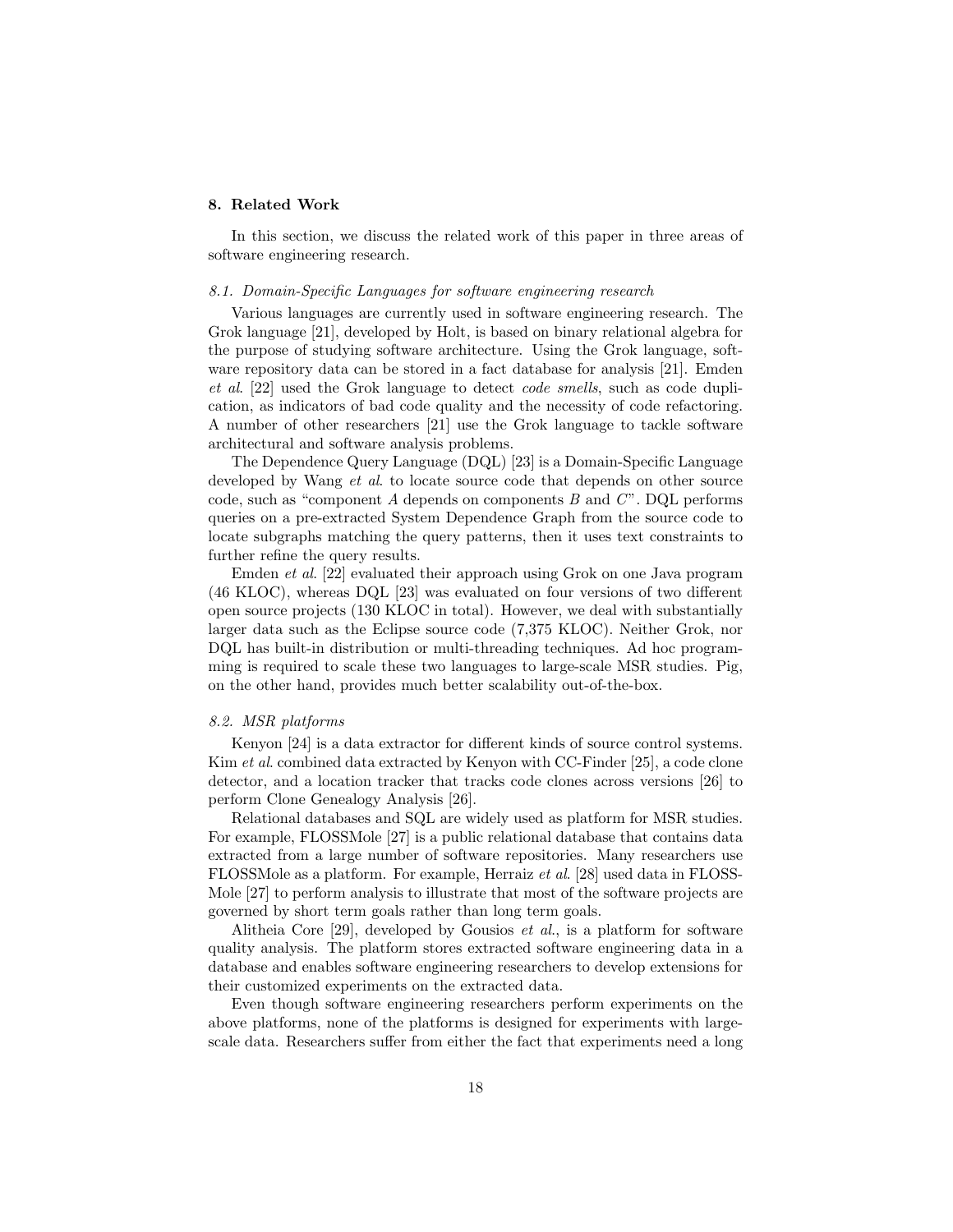## 8. Related Work

In this section, we discuss the related work of this paper in three areas of software engineering research.

### *8.1. Domain-Specific Languages for software engineering research*

Various languages are currently used in software engineering research. The Grok language [21], developed by Holt, is based on binary relational algebra for the purpose of studying software architecture. Using the Grok language, software repository data can be stored in a fact database for analysis [21]. Emden *et al*. [22] used the Grok language to detect *code smells*, such as code duplication, as indicators of bad code quality and the necessity of code refactoring. A number of other researchers [21] use the Grok language to tackle software architectural and software analysis problems.

The Dependence Query Language (DQL) [23] is a Domain-Specific Language developed by Wang *et al*. to locate source code that depends on other source code, such as "component *A* depends on components *B* and *C*". DQL performs queries on a pre-extracted System Dependence Graph from the source code to locate subgraphs matching the query patterns, then it uses text constraints to further refine the query results.

Emden *et al*. [22] evaluated their approach using Grok on one Java program (46 KLOC), whereas DQL [23] was evaluated on four versions of two different open source projects (130 KLOC in total). However, we deal with substantially larger data such as the Eclipse source code (7,375 KLOC). Neither Grok, nor DQL has built-in distribution or multi-threading techniques. Ad hoc programming is required to scale these two languages to large-scale MSR studies. Pig, on the other hand, provides much better scalability out-of-the-box.

### *8.2. MSR platforms*

Kenyon [24] is a data extractor for different kinds of source control systems. Kim *et al*. combined data extracted by Kenyon with CC-Finder [25], a code clone detector, and a location tracker that tracks code clones across versions [26] to perform Clone Genealogy Analysis [26].

Relational databases and SQL are widely used as platform for MSR studies. For example, FLOSSMole [27] is a public relational database that contains data extracted from a large number of software repositories. Many researchers use FLOSSMole as a platform. For example, Herraiz *et al*. [28] used data in FLOSSMole [27] to perform analysis to illustrate that most of the software projects are governed by short term goals rather than long term goals.

Alitheia Core [29], developed by Gousios *et al*., is a platform for software quality analysis. The platform stores extracted software engineering data in a database and enables software engineering researchers to develop extensions for their customized experiments on the extracted data.

Even though software engineering researchers perform experiments on the above platforms, none of the platforms is designed for experiments with large-scale data. Researchers suffer from either the fact that experiments need a long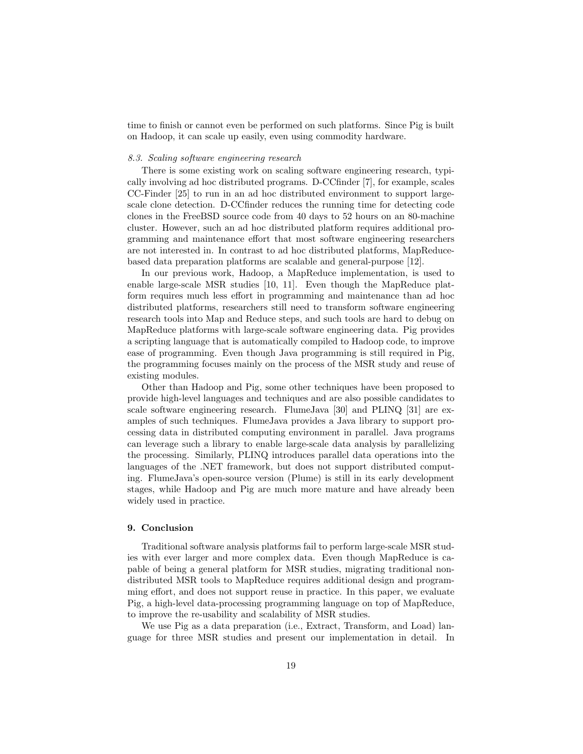time to finish or cannot even be performed on such platforms. Since Pig is built on Hadoop, it can scale up easily, even using commodity hardware.

### *8.3. Scaling software engineering research*

There is some existing work on scaling software engineering research, typically involving ad hoc distributed programs. D-CCfinder [7], for example, scales CC-Finder [25] to run in an ad hoc distributed environment to support large-scale clone detection. D-CCfinder reduces the running time for detecting code clones in the FreeBSD source code from 40 days to 52 hours on an 80-machine cluster. However, such an ad hoc distributed platform requires additional programming and maintenance effort that most software engineering researchers are not interested in. In contrast to ad hoc distributed platforms, MapReduce-based data preparation platforms are scalable and general-purpose [12].

In our previous work, Hadoop, a MapReduce implementation, is used to enable large-scale MSR studies [10, 11]. Even though the MapReduce platform requires much less effort in programming and maintenance than ad hoc distributed platforms, researchers still need to transform software engineering research tools into Map and Reduce steps, and such tools are hard to debug on MapReduce platforms with large-scale software engineering data. Pig provides a scripting language that is automatically compiled to Hadoop code, to improve ease of programming. Even though Java programming is still required in Pig, the programming focuses mainly on the process of the MSR study and reuse of existing modules.

Other than Hadoop and Pig, some other techniques have been proposed to provide high-level languages and techniques and are also possible candidates to scale software engineering research. FlumeJava [30] and PLINQ [31] are examples of such techniques. FlumeJava provides a Java library to support processing data in distributed computing environment in parallel. Java programs can leverage such a library to enable large-scale data analysis by parallelizing the processing. Similarly, PLINQ introduces parallel data operations into the languages of the .NET framework, but does not support distributed computing. FlumeJava's open-source version (Plume) is still in its early development stages, while Hadoop and Pig are much more mature and have already been widely used in practice.

## 9. Conclusion

Traditional software analysis platforms fail to perform large-scale MSR studies with ever larger and more complex data. Even though MapReduce is capable of being a general platform for MSR studies, migrating traditional non-distributed MSR tools to MapReduce requires additional design and programming effort, and does not support reuse in practice. In this paper, we evaluate Pig, a high-level data-processing programming language on top of MapReduce, to improve the re-usability and scalability of MSR studies.

We use Pig as a data preparation (i.e., Extract, Transform, and Load) language for three MSR studies and present our implementation in detail. In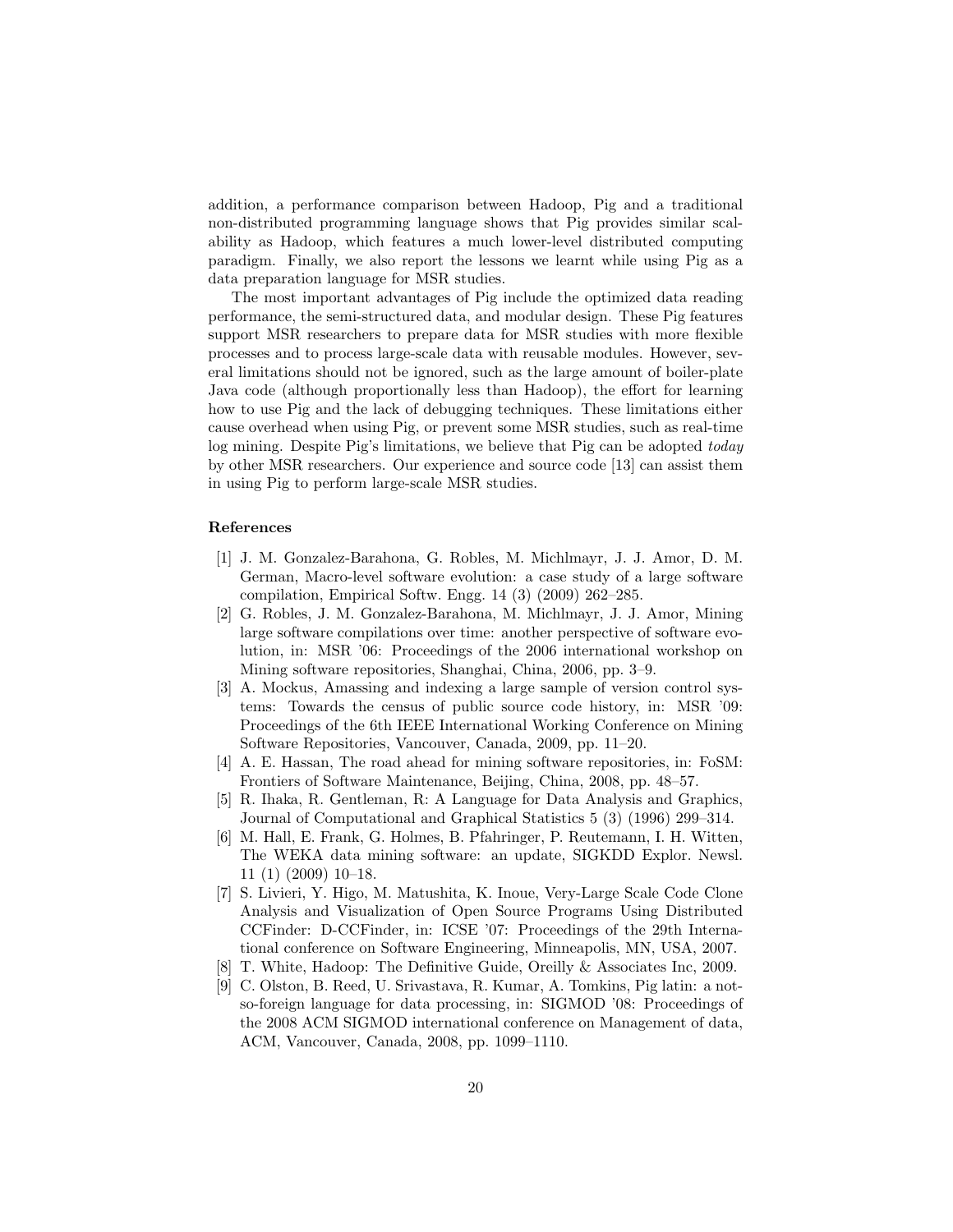addition, a performance comparison between Hadoop, Pig and a traditional non-distributed programming language shows that Pig provides similar scalability as Hadoop, which features a much lower-level distributed computing paradigm. Finally, we also report the lessons we learnt while using Pig as a data preparation language for MSR studies.

The most important advantages of Pig include the optimized data reading performance, the semi-structured data, and modular design. These Pig features support MSR researchers to prepare data for MSR studies with more flexible processes and to process large-scale data with reusable modules. However, several limitations should not be ignored, such as the large amount of boiler-plate Java code (although proportionally less than Hadoop), the effort for learning how to use Pig and the lack of debugging techniques. These limitations either cause overhead when using Pig, or prevent some MSR studies, such as real-time log mining. Despite Pig's limitations, we believe that Pig can be adopted *today* by other MSR researchers. Our experience and source code [13] can assist them in using Pig to perform large-scale MSR studies.

## References

[1] J. M. Gonzalez-Barahona, G. Robles, M. Michlmayr, J. J. Amor, D. M. German, Macro-level software evolution: a case study of a large software compilation, Empirical Softw. Engg. 14 (3) (2009) 262–285.

[2] G. Robles, J. M. Gonzalez-Barahona, M. Michlmayr, J. J. Amor, Mining large software compilations over time: another perspective of software evolution, in: MSR '06: Proceedings of the 2006 international workshop on Mining software repositories, Shanghai, China, 2006, pp. 3–9.

[3] A. Mockus, Amassing and indexing a large sample of version control systems: Towards the census of public source code history, in: MSR '09: Proceedings of the 6th IEEE International Working Conference on Mining Software Repositories, Vancouver, Canada, 2009, pp. 11–20.

[4] A. E. Hassan, The road ahead for mining software repositories, in: FoSM: Frontiers of Software Maintenance, Beijing, China, 2008, pp. 48–57.

[5] R. Ihaka, R. Gentleman, R: A Language for Data Analysis and Graphics, Journal of Computational and Graphical Statistics 5 (3) (1996) 299–314.

[6] M. Hall, E. Frank, G. Holmes, B. Pfahringer, P. Reutemann, I. H. Witten, The WEKA data mining software: an update, SIGKDD Explor. Newsl. 11 (1) (2009) 10–18.

[7] S. Livieri, Y. Higo, M. Matushita, K. Inoue, Very-Large Scale Code Clone Analysis and Visualization of Open Source Programs Using Distributed CCFinder: D-CCFinder, in: ICSE '07: Proceedings of the 29th International conference on Software Engineering, Minneapolis, MN, USA, 2007.

[8] T. White, Hadoop: The Definitive Guide, Oreilly & Associates Inc, 2009.

[9] C. Olston, B. Reed, U. Srivastava, R. Kumar, A. Tomkins, Pig latin: a not-so-foreign language for data processing, in: SIGMOD '08: Proceedings of the 2008 ACM SIGMOD international conference on Management of data, ACM, Vancouver, Canada, 2008, pp. 1099–1110.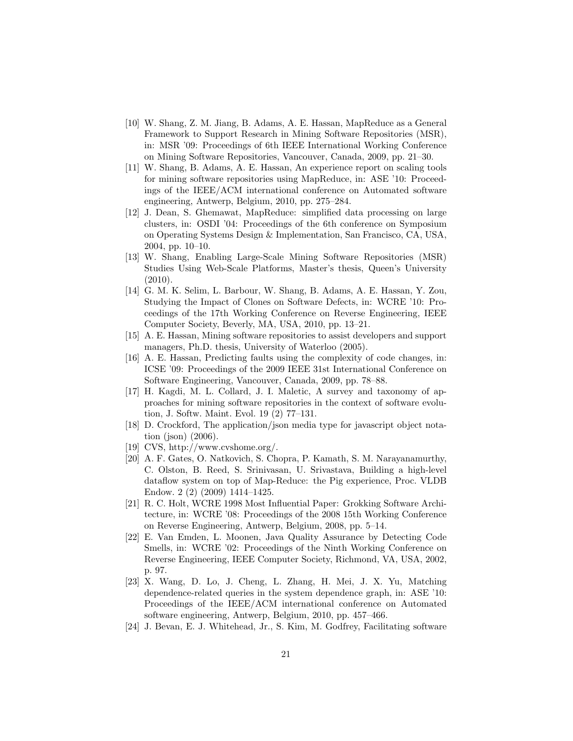[10] W. Shang, Z. M. Jiang, B. Adams, A. E. Hassan, MapReduce as a General Framework to Support Research in Mining Software Repositories (MSR), in: MSR '09: Proceedings of 6th IEEE International Working Conference on Mining Software Repositories, Vancouver, Canada, 2009, pp. 21–30.

[11] W. Shang, B. Adams, A. E. Hassan, An experience report on scaling tools for mining software repositories using MapReduce, in: ASE '10: Proceedings of the IEEE/ACM international conference on Automated software engineering, Antwerp, Belgium, 2010, pp. 275–284.

[12] J. Dean, S. Ghemawat, MapReduce: simplified data processing on large clusters, in: OSDI '04: Proceedings of the 6th conference on Symposium on Operating Systems Design & Implementation, San Francisco, CA, USA, 2004, pp. 10–10.

[13] W. Shang, Enabling Large-Scale Mining Software Repositories (MSR) Studies Using Web-Scale Platforms, Master's thesis, Queen's University (2010).

[14] G. M. K. Selim, L. Barbour, W. Shang, B. Adams, A. E. Hassan, Y. Zou, Studying the Impact of Clones on Software Defects, in: WCRE '10: Proceedings of the 17th Working Conference on Reverse Engineering, IEEE Computer Society, Beverly, MA, USA, 2010, pp. 13–21.

[15] A. E. Hassan, Mining software repositories to assist developers and support managers, Ph.D. thesis, University of Waterloo (2005).

[16] A. E. Hassan, Predicting faults using the complexity of code changes, in: ICSE '09: Proceedings of the 2009 IEEE 31st International Conference on Software Engineering, Vancouver, Canada, 2009, pp. 78–88.

[17] H. Kagdi, M. L. Collard, J. I. Maletic, A survey and taxonomy of approaches for mining software repositories in the context of software evolution, J. Softw. Maint. Evol. 19 (2) 77–131.

[18] D. Crockford, The application/json media type for javascript object notation (json) (2006).

[19] CVS, http://www.cvshome.org/.

[20] A. F. Gates, O. Natkovich, S. Chopra, P. Kamath, S. M. Narayanamurthy, C. Olston, B. Reed, S. Srinivasan, U. Srivastava, Building a high-level dataflow system on top of Map-Reduce: the Pig experience, Proc. VLDB Endow. 2 (2) (2009) 1414–1425.

[21] R. C. Holt, WCRE 1998 Most Influential Paper: Grokking Software Architecture, in: WCRE '08: Proceedings of the 2008 15th Working Conference on Reverse Engineering, Antwerp, Belgium, 2008, pp. 5–14.

[22] E. Van Emden, L. Moonen, Java Quality Assurance by Detecting Code Smells, in: WCRE '02: Proceedings of the Ninth Working Conference on Reverse Engineering, IEEE Computer Society, Richmond, VA, USA, 2002, p. 97.

[23] X. Wang, D. Lo, J. Cheng, L. Zhang, H. Mei, J. X. Yu, Matching dependence-related queries in the system dependence graph, in: ASE '10: Proceedings of the IEEE/ACM international conference on Automated software engineering, Antwerp, Belgium, 2010, pp. 457–466.

[24] J. Bevan, E. J. Whitehead, Jr., S. Kim, M. Godfrey, Facilitating software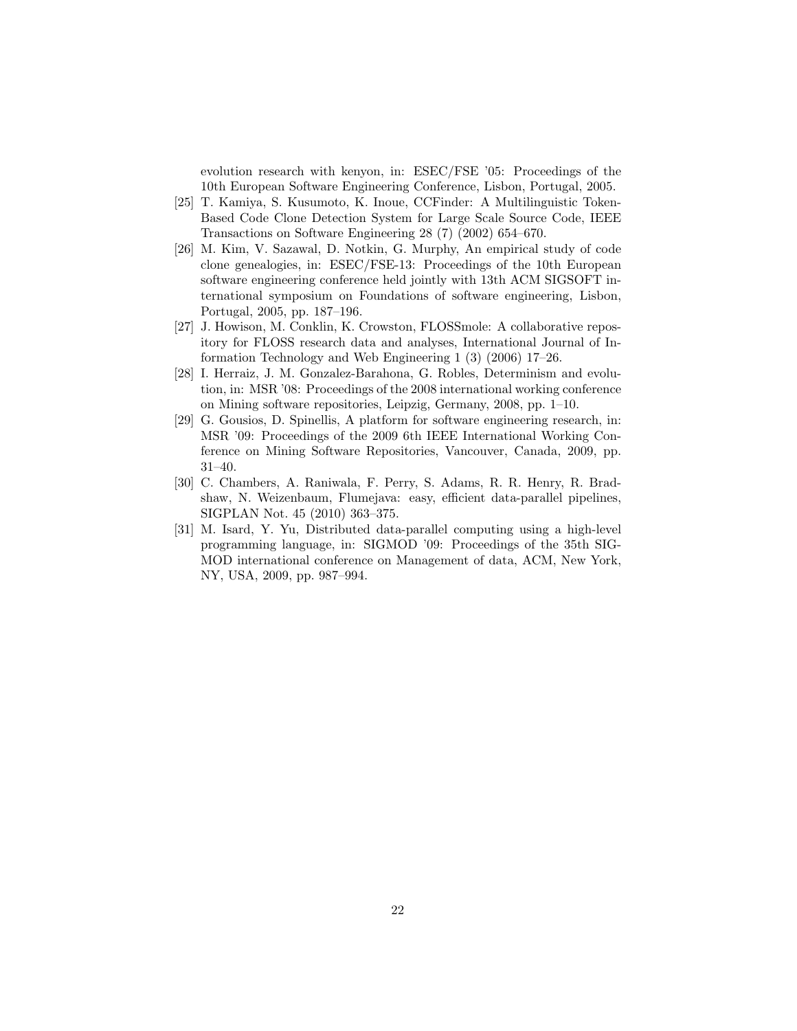evolution research with kenyon, in: ESEC/FSE '05: Proceedings of the 10th European Software Engineering Conference, Lisbon, Portugal, 2005.

[25] T. Kamiya, S. Kusumoto, K. Inoue, CCFinder: A Multilinguistic Token-Based Code Clone Detection System for Large Scale Source Code, IEEE Transactions on Software Engineering 28 (7) (2002) 654–670.

[26] M. Kim, V. Sazawal, D. Notkin, G. Murphy, An empirical study of code clone genealogies, in: ESEC/FSE-13: Proceedings of the 10th European software engineering conference held jointly with 13th ACM SIGSOFT international symposium on Foundations of software engineering, Lisbon, Portugal, 2005, pp. 187–196.

[27] J. Howison, M. Conklin, K. Crowston, FLOSSmole: A collaborative repository for FLOSS research data and analyses, International Journal of Information Technology and Web Engineering 1 (3) (2006) 17–26.

[28] I. Herraiz, J. M. Gonzalez-Barahona, G. Robles, Determinism and evolution, in: MSR '08: Proceedings of the 2008 international working conference on Mining software repositories, Leipzig, Germany, 2008, pp. 1–10.

[29] G. Gousios, D. Spinellis, A platform for software engineering research, in: MSR '09: Proceedings of the 2009 6th IEEE International Working Conference on Mining Software Repositories, Vancouver, Canada, 2009, pp. 31–40.

[30] C. Chambers, A. Raniwala, F. Perry, S. Adams, R. R. Henry, R. Bradshaw, N. Weizenbaum, Flumejava: easy, efficient data-parallel pipelines, SIGPLAN Not. 45 (2010) 363–375.

[31] M. Isard, Y. Yu, Distributed data-parallel computing using a high-level programming language, in: SIGMOD '09: Proceedings of the 35th SIGMOD international conference on Management of data, ACM, New York, NY, USA, 2009, pp. 987–994.